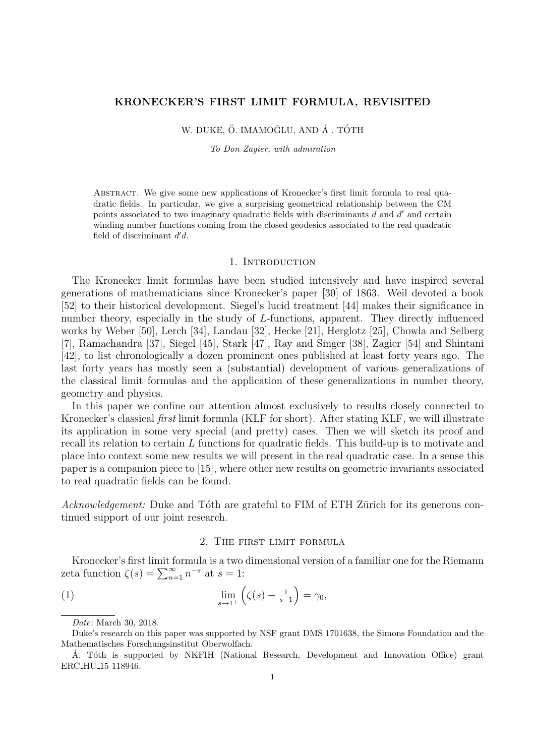# KRONECKER'S FIRST LIMIT FORMULA, REVISITED

W. DUKE, Ö. IMAMOḠLU, AND Á . TÓTH

*To Don Zagier, with admiration*

Abstract. We give some new applications of Kronecker's first limit formula to real quadratic fields. In particular, we give a surprising geometrical relationship between the CM points associated to two imaginary quadratic fields with discriminants $d$ and $d'$ and certain winding number functions coming from the closed geodesics associated to the real quadratic field of discriminant $d'd$.

## 1. Introduction

The Kronecker limit formulas have been studied intensively and have inspired several generations of mathematicians since Kronecker's paper [30] of 1863. Weil devoted a book [52] to their historical development. Siegel's lucid treatment [44] makes their significance in number theory, especially in the study of $L$-functions, apparent. They directly influenced works by Weber [50], Lerch [34], Landau [32], Hecke [21], Herglotz [25], Chowla and Selberg [7], Ramachandra [37], Siegel [45], Stark [47], Ray and Singer [38], Zagier [54] and Shintani [42], to list chronologically a dozen prominent ones published at least forty years ago. The last forty years has mostly seen a (substantial) development of various generalizations of the classical limit formulas and the application of these generalizations in number theory, geometry and physics.

In this paper we confine our attention almost exclusively to results closely connected to Kronecker's classical *first* limit formula (KLF for short). After stating KLF, we will illustrate its application in some very special (and pretty) cases. Then we will sketch its proof and recall its relation to certain $L$ functions for quadratic fields. This build-up is to motivate and place into context some new results we will present in the real quadratic case. In a sense this paper is a companion piece to [15], where other new results on geometric invariants associated to real quadratic fields can be found.

*Acknowledgement:* Duke and Tóth are grateful to FIM of ETH Zürich for its generous continued support of our joint research.

## 2. The first limit formula

Kronecker's first limit formula is a two dimensional version of a familiar one for the Riemann zeta function $\zeta(s) = \sum_{n=1}^{\infty} n^{-s}$ at $s = 1$:

$$\lim_{s\to 1^+} \left(\zeta(s) - \tfrac{1}{s-1}\right) = \gamma_0, \tag{1}$$

*Date*: March 30, 2018.

Duke's research on this paper was supported by NSF grant DMS 1701638, the Simons Foundation and the Mathematisches Forschungsinstitut Oberwolfach.

Á. Tóth is supported by NKFIH (National Research, Development and Innovation Office) grant ERC_HU_15 118946.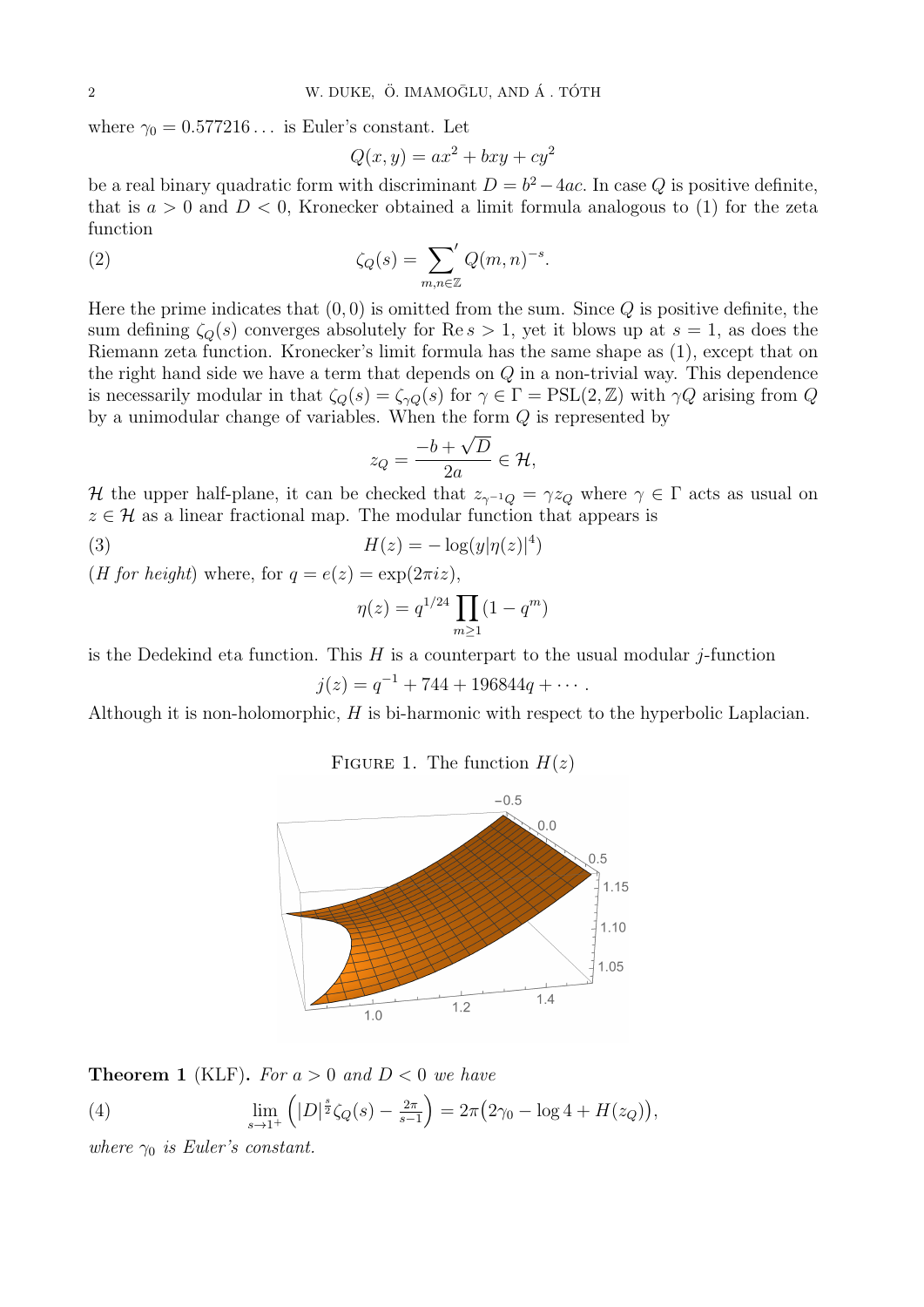where $\gamma_0 = 0.577216\ldots$ is Euler's constant. Let

$$Q(x,y) = ax^2 + bxy + cy^2$$

be a real binary quadratic form with discriminant $D = b^2 - 4ac$. In case $Q$ is positive definite, that is $a > 0$ and $D < 0$, Kronecker obtained a limit formula analogous to (1) for the zeta function

$$\zeta_Q(s) = {\sum_{m,n\in\mathbb{Z}}}' Q(m,n)^{-s}. \tag{2}$$

Here the prime indicates that $(0,0)$ is omitted from the sum. Since $Q$ is positive definite, the sum defining $\zeta_Q(s)$ converges absolutely for $\operatorname{Re} s > 1$, yet it blows up at $s = 1$, as does the Riemann zeta function. Kronecker's limit formula has the same shape as (1), except that on the right hand side we have a term that depends on $Q$ in a non-trivial way. This dependence is necessarily modular in that $\zeta_Q(s) = \zeta_{\gamma Q}(s)$ for $\gamma \in \Gamma = \mathrm{PSL}(2,\mathbb{Z})$ with $\gamma Q$ arising from $Q$ by a unimodular change of variables. When the form $Q$ is represented by

$$z_Q = \frac{-b + \sqrt{D}}{2a} \in \mathcal{H},$$

$\mathcal{H}$ the upper half-plane, it can be checked that $z_{\gamma^{-1}Q} = \gamma z_Q$ where $\gamma \in \Gamma$ acts as usual on $z \in \mathcal{H}$ as a linear fractional map. The modular function that appears is

$$H(z) = -\log(y|\eta(z)|^4) \tag{3}$$

(*$H$ for height*) where, for $q = e(z) = \exp(2\pi i z)$,

$$\eta(z) = q^{1/24}\prod_{m\geq 1}(1-q^m)$$

is the Dedekind eta function. This $H$ is a counterpart to the usual modular $j$-function

$$j(z) = q^{-1} + 744 + 196844q + \cdots.$$

Although it is non-holomorphic, $H$ is bi-harmonic with respect to the hyperbolic Laplacian.

FIGURE 1. The function $H(z)$

**Theorem 1** (KLF)**.** *For $a > 0$ and $D < 0$ we have*

$$\lim_{s\to 1^+}\left(|D|^{\frac{s}{2}}\zeta_Q(s) - \tfrac{2\pi}{s-1}\right) = 2\pi\big(2\gamma_0 - \log 4 + H(z_Q)\big), \tag{4}$$

*where $\gamma_0$ is Euler's constant.*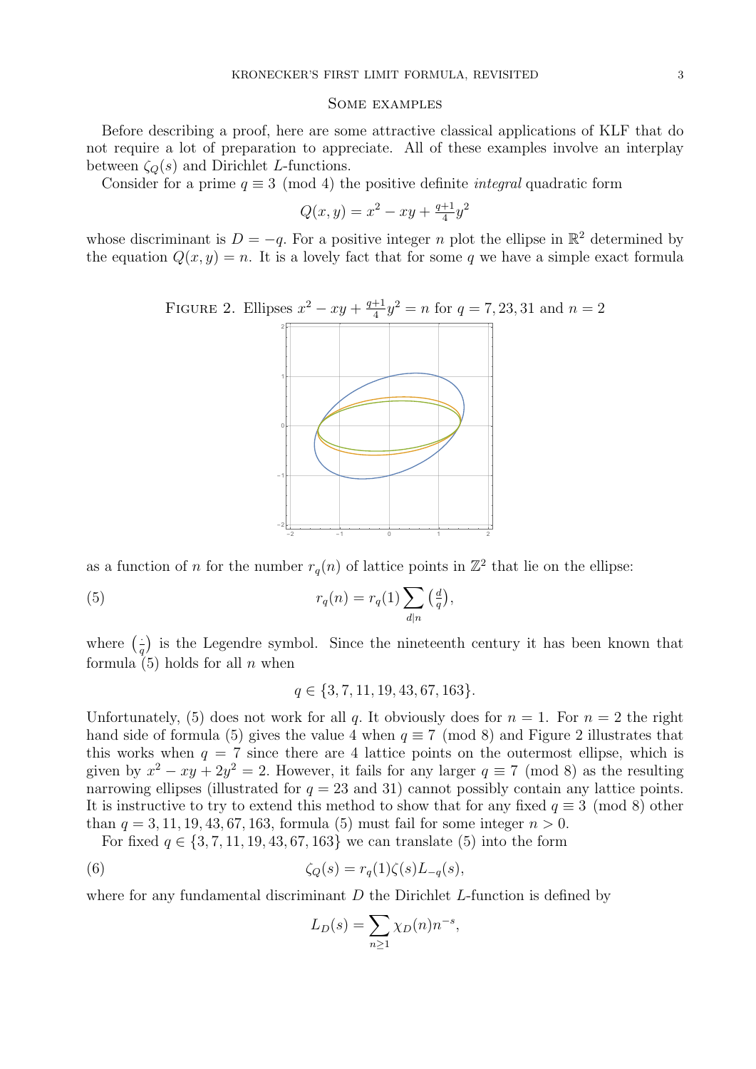## Some examples

Before describing a proof, here are some attractive classical applications of KLF that do not require a lot of preparation to appreciate. All of these examples involve an interplay between $\zeta_Q(s)$ and Dirichlet $L$-functions.

Consider for a prime $q \equiv 3 \pmod 4$ the positive definite *integral* quadratic form

$$Q(x,y) = x^2 - xy + \tfrac{q+1}{4}y^2$$

whose discriminant is $D = -q$. For a positive integer $n$ plot the ellipse in $\mathbb{R}^2$ determined by the equation $Q(x,y) = n$. It is a lovely fact that for some $q$ we have a simple exact formula

Figure 2. Ellipses $x^2 - xy + \frac{q+1}{4}y^2 = n$ for $q = 7, 23, 31$ and $n = 2$

as a function of $n$ for the number $r_q(n)$ of lattice points in $\mathbb{Z}^2$ that lie on the ellipse:

$$r_q(n) = r_q(1)\sum_{d|n}\left(\tfrac{d}{q}\right), \tag{5}$$

where $\left(\frac{\cdot}{q}\right)$ is the Legendre symbol. Since the nineteenth century it has been known that formula (5) holds for all $n$ when

$$q \in \{3, 7, 11, 19, 43, 67, 163\}.$$

Unfortunately, (5) does not work for all $q$. It obviously does for $n = 1$. For $n = 2$ the right hand side of formula (5) gives the value 4 when $q \equiv 7 \pmod 8$ and Figure 2 illustrates that this works when $q = 7$ since there are 4 lattice points on the outermost ellipse, which is given by $x^2 - xy + 2y^2 = 2$. However, it fails for any larger $q \equiv 7 \pmod 8$ as the resulting narrowing ellipses (illustrated for $q = 23$ and $31$) cannot possibly contain any lattice points. It is instructive to try to extend this method to show that for any fixed $q \equiv 3 \pmod 8$ other than $q = 3, 11, 19, 43, 67, 163$, formula (5) must fail for some integer $n > 0$.

For fixed $q \in \{3, 7, 11, 19, 43, 67, 163\}$ we can translate (5) into the form

$$\zeta_Q(s) = r_q(1)\zeta(s)L_{-q}(s), \tag{6}$$

where for any fundamental discriminant $D$ the Dirichlet $L$-function is defined by

$$L_D(s) = \sum_{n \geq 1} \chi_D(n) n^{-s},$$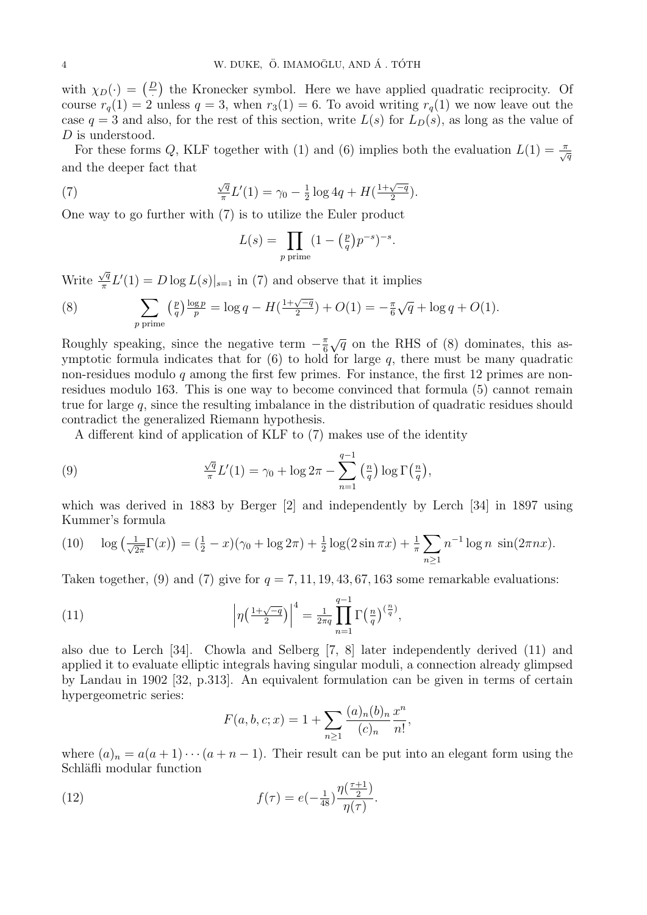with $\chi_D(\cdot) = \big(\frac{D}{\cdot}\big)$ the Kronecker symbol. Here we have applied quadratic reciprocity. Of course $r_q(1) = 2$ unless $q = 3$, when $r_3(1) = 6$. To avoid writing $r_q(1)$ we now leave out the case $q = 3$ and also, for the rest of this section, write $L(s)$ for $L_D(s)$, as long as the value of $D$ is understood.

For these forms $Q$, KLF together with (1) and (6) implies both the evaluation $L(1) = \frac{\pi}{\sqrt{q}}$ and the deeper fact that

$$\frac{\sqrt{q}}{\pi} L'(1) = \gamma_0 - \tfrac{1}{2}\log 4q + H\big(\tfrac{1+\sqrt{-q}}{2}\big). \tag{7}$$

One way to go further with (7) is to utilize the Euler product

$$L(s) = \prod_{p \text{ prime}} \big(1 - \big(\tfrac{p}{q}\big) p^{-s}\big)^{-s}.$$

Write $\frac{\sqrt{q}}{\pi} L'(1) = D \log L(s)|_{s=1}$ in (7) and observe that it implies

$$\sum_{p \text{ prime}} \big(\tfrac{p}{q}\big) \tfrac{\log p}{p} = \log q - H\big(\tfrac{1+\sqrt{-q}}{2}\big) + O(1) = -\tfrac{\pi}{6}\sqrt{q} + \log q + O(1). \tag{8}$$

Roughly speaking, since the negative term $-\frac{\pi}{6}\sqrt{q}$ on the RHS of (8) dominates, this asymptotic formula indicates that for (6) to hold for large $q$, there must be many quadratic non-residues modulo $q$ among the first few primes. For instance, the first 12 primes are non-residues modulo 163. This is one way to become convinced that formula (5) cannot remain true for large $q$, since the resulting imbalance in the distribution of quadratic residues should contradict the generalized Riemann hypothesis.

A different kind of application of KLF to (7) makes use of the identity

$$\frac{\sqrt{q}}{\pi} L'(1) = \gamma_0 + \log 2\pi - \sum_{n=1}^{q-1} \big(\tfrac{n}{q}\big) \log \Gamma\big(\tfrac{n}{q}\big), \tag{9}$$

which was derived in 1883 by Berger [2] and independently by Lerch [34] in 1897 using Kummer's formula

$$\log\big(\tfrac{1}{\sqrt{2\pi}}\Gamma(x)\big) = (\tfrac{1}{2} - x)(\gamma_0 + \log 2\pi) + \tfrac{1}{2}\log(2\sin \pi x) + \tfrac{1}{\pi}\sum_{n\geq 1} n^{-1} \log n \, \sin(2\pi n x). \tag{10}$$

Taken together, (9) and (7) give for $q = 7, 11, 19, 43, 67, 163$ some remarkable evaluations:

$$\Big|\eta\big(\tfrac{1+\sqrt{-q}}{2}\big)\Big|^4 = \tfrac{1}{2\pi q} \prod_{n=1}^{q-1} \Gamma\big(\tfrac{n}{q}\big)^{(\frac{n}{q})}, \tag{11}$$

also due to Lerch [34]. Chowla and Selberg [7, 8] later independently derived (11) and applied it to evaluate elliptic integrals having singular moduli, a connection already glimpsed by Landau in 1902 [32, p.313]. An equivalent formulation can be given in terms of certain hypergeometric series:

$$F(a, b, c; x) = 1 + \sum_{n\geq 1} \frac{(a)_n (b)_n}{(c)_n} \frac{x^n}{n!},$$

where $(a)_n = a(a+1)\cdots(a+n-1)$. Their result can be put into an elegant form using the Schläfli modular function

$$f(\tau) = e(-\tfrac{1}{48}) \frac{\eta(\frac{\tau+1}{2})}{\eta(\tau)}. \tag{12}$$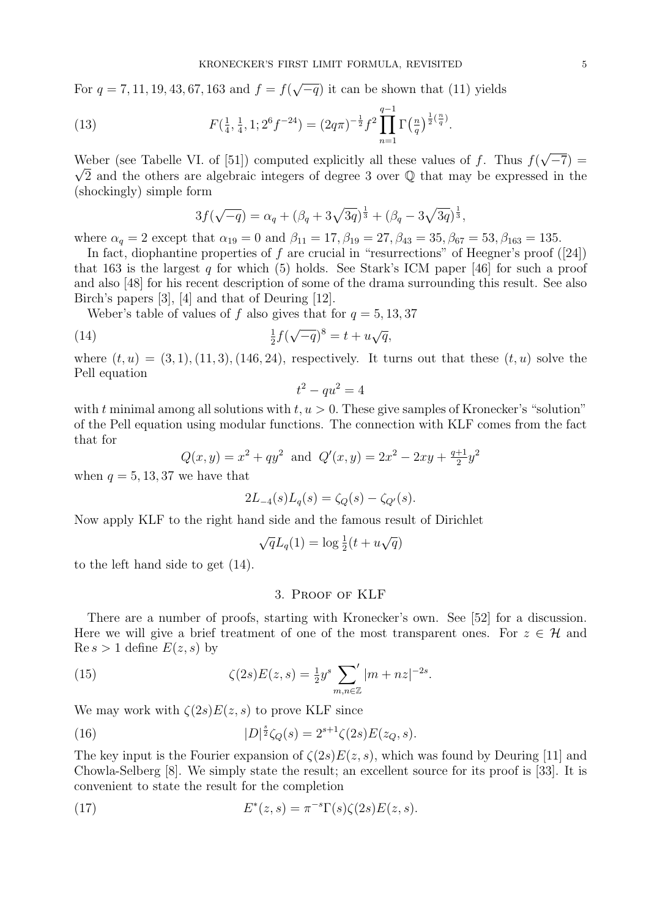For $q = 7, 11, 19, 43, 67, 163$ and $f = f(\sqrt{-q})$ it can be shown that (11) yields

$$F(\tfrac{1}{4}, \tfrac{1}{4}, 1; 2^6 f^{-24}) = (2q\pi)^{-\frac{1}{2}} f^2 \prod_{n=1}^{q-1} \Gamma\left(\tfrac{n}{q}\right)^{\frac{1}{2}\left(\frac{n}{q}\right)}. \tag{13}$$

Weber (see Tabelle VI. of [51]) computed explicitly all these values of $f$. Thus $f(\sqrt{-7}) = \sqrt{2}$ and the others are algebraic integers of degree 3 over $\mathbb{Q}$ that may be expressed in the (shockingly) simple form

$$3f(\sqrt{-q}) = \alpha_q + (\beta_q + 3\sqrt{3q})^{\frac{1}{3}} + (\beta_q - 3\sqrt{3q})^{\frac{1}{3}},$$

where $\alpha_q = 2$ except that $\alpha_{19} = 0$ and $\beta_{11} = 17, \beta_{19} = 27, \beta_{43} = 35, \beta_{67} = 53, \beta_{163} = 135$.

In fact, diophantine properties of $f$ are crucial in "resurrections" of Heegner's proof ([24]) that 163 is the largest $q$ for which (5) holds. See Stark's ICM paper [46] for such a proof and also [48] for his recent description of some of the drama surrounding this result. See also Birch's papers [3], [4] and that of Deuring [12].

Weber's table of values of $f$ also gives that for $q = 5, 13, 37$

$$\tfrac{1}{2} f(\sqrt{-q})^8 = t + u\sqrt{q}, \tag{14}$$

where $(t, u) = (3, 1), (11, 3), (146, 24)$, respectively. It turns out that these $(t, u)$ solve the Pell equation

$$t^2 - qu^2 = 4$$

with $t$ minimal among all solutions with $t, u > 0$. These give samples of Kronecker's "solution" of the Pell equation using modular functions. The connection with KLF comes from the fact that for

$$Q(x, y) = x^2 + qy^2 \ \text{ and } \ Q'(x, y) = 2x^2 - 2xy + \tfrac{q+1}{2} y^2$$

when $q = 5, 13, 37$ we have that

$$2L_{-4}(s)L_q(s) = \zeta_Q(s) - \zeta_{Q'}(s).$$

Now apply KLF to the right hand side and the famous result of Dirichlet

$$\sqrt{q} L_q(1) = \log \tfrac{1}{2}(t + u\sqrt{q})$$

to the left hand side to get (14).

## 3. Proof of KLF

There are a number of proofs, starting with Kronecker's own. See [52] for a discussion. Here we will give a brief treatment of one of the most transparent ones. For $z \in \mathcal{H}$ and $\operatorname{Re} s > 1$ define $E(z, s)$ by

$$\zeta(2s)E(z, s) = \tfrac{1}{2} y^s \sideset{}{'}\sum_{m,n \in \mathbb{Z}} |m + nz|^{-2s}. \tag{15}$$

We may work with $\zeta(2s)E(z, s)$ to prove KLF since

$$|D|^{\frac{s}{2}} \zeta_Q(s) = 2^{s+1} \zeta(2s) E(z_Q, s). \tag{16}$$

The key input is the Fourier expansion of $\zeta(2s)E(z, s)$, which was found by Deuring [11] and Chowla-Selberg [8]. We simply state the result; an excellent source for its proof is [33]. It is convenient to state the result for the completion

$$E^*(z, s) = \pi^{-s} \Gamma(s) \zeta(2s) E(z, s). \tag{17}$$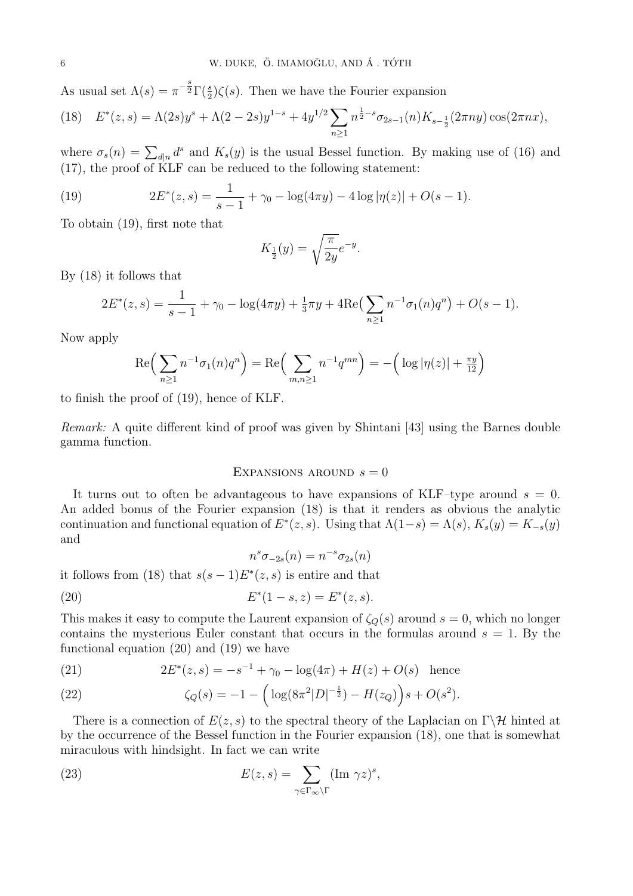As usual set $\Lambda(s) = \pi^{-\frac{s}{2}}\Gamma(\frac{s}{2})\zeta(s)$. Then we have the Fourier expansion

$$
(18)\quad E^*(z,s) = \Lambda(2s)y^s + \Lambda(2-2s)y^{1-s} + 4y^{1/2}\sum_{n\geq 1} n^{\frac{1}{2}-s}\sigma_{2s-1}(n)K_{s-\frac{1}{2}}(2\pi n y)\cos(2\pi n x),
$$

where $\sigma_s(n) = \sum_{d|n} d^s$ and $K_s(y)$ is the usual Bessel function. By making use of (16) and (17), the proof of KLF can be reduced to the following statement:

$$
(19)\qquad 2E^*(z,s) = \frac{1}{s-1} + \gamma_0 - \log(4\pi y) - 4\log|\eta(z)| + O(s-1).
$$

To obtain (19), first note that

$$
K_{\frac{1}{2}}(y) = \sqrt{\frac{\pi}{2y}}e^{-y}.
$$

By (18) it follows that

$$
2E^*(z,s) = \frac{1}{s-1} + \gamma_0 - \log(4\pi y) + \tfrac{1}{3}\pi y + 4\mathrm{Re}\Big(\sum_{n\geq 1} n^{-1}\sigma_1(n)q^n\Big) + O(s-1).
$$

Now apply

$$
\mathrm{Re}\Big(\sum_{n\geq 1} n^{-1}\sigma_1(n)q^n\Big) = \mathrm{Re}\Big(\sum_{m,n\geq 1} n^{-1}q^{mn}\Big) = -\Big(\log|\eta(z)| + \tfrac{\pi y}{12}\Big)
$$

to finish the proof of (19), hence of KLF.

*Remark:* A quite different kind of proof was given by Shintani [43] using the Barnes double gamma function.

## Expansions around $s = 0$

It turns out to often be advantageous to have expansions of KLF–type around $s = 0$. An added bonus of the Fourier expansion (18) is that it renders as obvious the analytic continuation and functional equation of $E^*(z,s)$. Using that $\Lambda(1-s) = \Lambda(s)$, $K_s(y) = K_{-s}(y)$ and

$$
n^s\sigma_{-2s}(n) = n^{-s}\sigma_{2s}(n)
$$

it follows from (18) that $s(s-1)E^*(z,s)$ is entire and that

$$
(20)\qquad E^*(1-s,z) = E^*(z,s).
$$

This makes it easy to compute the Laurent expansion of $\zeta_Q(s)$ around $s = 0$, which no longer contains the mysterious Euler constant that occurs in the formulas around $s = 1$. By the functional equation (20) and (19) we have

$$
(21)\qquad 2E^*(z,s) = -s^{-1} + \gamma_0 - \log(4\pi) + H(z) + O(s) \quad \text{hence}
$$

$$
(22)\qquad \zeta_Q(s) = -1 - \Big(\log(8\pi^2|D|^{-\frac{1}{2}}) - H(z_Q)\Big)s + O(s^2).
$$

There is a connection of $E(z,s)$ to the spectral theory of the Laplacian on $\Gamma\backslash\mathcal{H}$ hinted at by the occurrence of the Bessel function in the Fourier expansion (18), one that is somewhat miraculous with hindsight. In fact we can write

$$
(23)\qquad E(z,s) = \sum_{\gamma\in\Gamma_\infty\backslash\Gamma} (\mathrm{Im}\ \gamma z)^s,
$$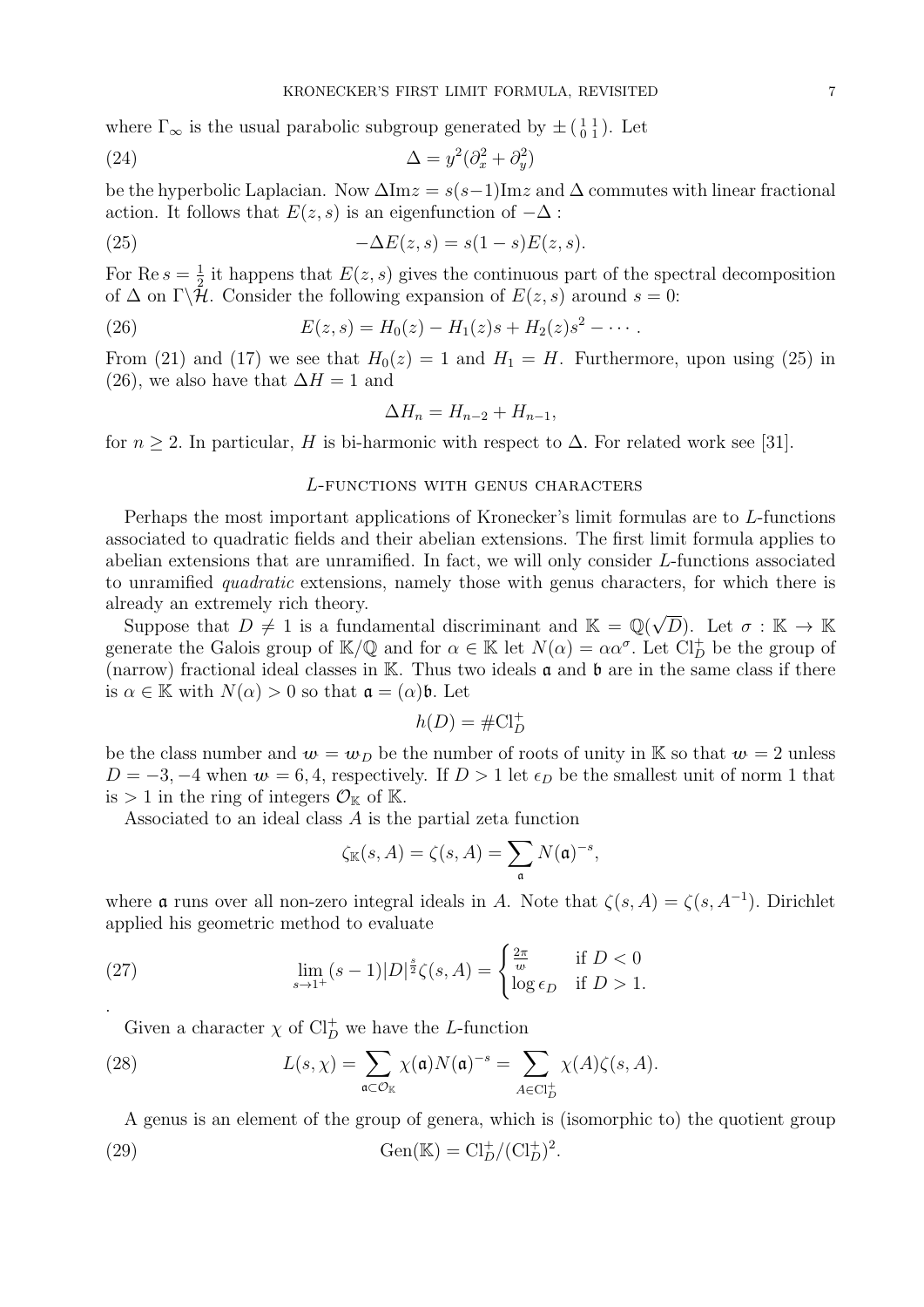where $\Gamma_\infty$ is the usual parabolic subgroup generated by $\pm\left(\begin{smallmatrix}1 & 1\\ 0 & 1\end{smallmatrix}\right)$. Let

$$\Delta = y^2(\partial_x^2 + \partial_y^2) \tag{24}$$

be the hyperbolic Laplacian. Now $\Delta \mathrm{Im} z = s(s-1)\mathrm{Im} z$ and $\Delta$ commutes with linear fractional action. It follows that $E(z,s)$ is an eigenfunction of $-\Delta$ :

$$-\Delta E(z,s) = s(1-s)E(z,s). \tag{25}$$

For $\mathrm{Re}\, s = \frac{1}{2}$ it happens that $E(z,s)$ gives the continuous part of the spectral decomposition of $\Delta$ on $\Gamma\backslash\mathcal{H}$. Consider the following expansion of $E(z,s)$ around $s=0$:

$$E(z,s) = H_0(z) - H_1(z)s + H_2(z)s^2 - \cdots. \tag{26}$$

From (21) and (17) we see that $H_0(z) = 1$ and $H_1 = H$. Furthermore, upon using (25) in (26), we also have that $\Delta H = 1$ and

$$\Delta H_n = H_{n-2} + H_{n-1},$$

for $n \geq 2$. In particular, $H$ is bi-harmonic with respect to $\Delta$. For related work see [31].

## $L$-functions with genus characters

Perhaps the most important applications of Kronecker's limit formulas are to $L$-functions associated to quadratic fields and their abelian extensions. The first limit formula applies to abelian extensions that are unramified. In fact, we will only consider $L$-functions associated to unramified *quadratic* extensions, namely those with genus characters, for which there is already an extremely rich theory.

Suppose that $D \neq 1$ is a fundamental discriminant and $\mathbb{K} = \mathbb{Q}(\sqrt{D})$. Let $\sigma : \mathbb{K} \to \mathbb{K}$ generate the Galois group of $\mathbb{K}/\mathbb{Q}$ and for $\alpha \in \mathbb{K}$ let $N(\alpha) = \alpha\alpha^\sigma$. Let $\mathrm{Cl}_D^+$ be the group of (narrow) fractional ideal classes in $\mathbb{K}$. Thus two ideals $\mathfrak{a}$ and $\mathfrak{b}$ are in the same class if there is $\alpha \in \mathbb{K}$ with $N(\alpha) > 0$ so that $\mathfrak{a} = (\alpha)\mathfrak{b}$. Let

$$h(D) = \#\mathrm{Cl}_D^+$$

be the class number and $w = w_D$ be the number of roots of unity in $\mathbb{K}$ so that $w = 2$ unless $D = -3, -4$ when $w = 6, 4$, respectively. If $D > 1$ let $\epsilon_D$ be the smallest unit of norm 1 that is $> 1$ in the ring of integers $\mathcal{O}_\mathbb{K}$ of $\mathbb{K}$.

Associated to an ideal class $A$ is the partial zeta function

$$\zeta_\mathbb{K}(s, A) = \zeta(s, A) = \sum_{\mathfrak{a}} N(\mathfrak{a})^{-s},$$

where $\mathfrak{a}$ runs over all non-zero integral ideals in $A$. Note that $\zeta(s, A) = \zeta(s, A^{-1})$. Dirichlet applied his geometric method to evaluate

$$\lim_{s\to 1^+} (s-1)|D|^{\frac{s}{2}}\zeta(s, A) = \begin{cases} \frac{2\pi}{w} & \text{if } D < 0 \\ \log \epsilon_D & \text{if } D > 1. \end{cases} \tag{27}$$

.

Given a character $\chi$ of $\mathrm{Cl}_D^+$ we have the $L$-function

$$L(s, \chi) = \sum_{\mathfrak{a}\subset\mathcal{O}_\mathbb{K}} \chi(\mathfrak{a})N(\mathfrak{a})^{-s} = \sum_{A\in\mathrm{Cl}_D^+} \chi(A)\zeta(s, A). \tag{28}$$

A genus is an element of the group of genera, which is (isomorphic to) the quotient group

$$\mathrm{Gen}(\mathbb{K}) = \mathrm{Cl}_D^+/(\mathrm{Cl}_D^+)^2. \tag{29}$$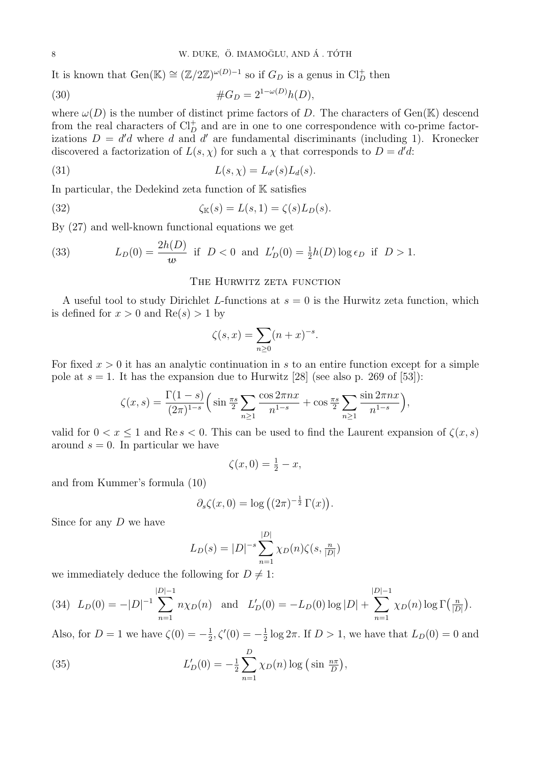It is known that $\mathrm{Gen}(\mathbb{K}) \cong (\mathbb{Z}/2\mathbb{Z})^{\omega(D)-1}$ so if $G_D$ is a genus in $\mathrm{Cl}_D^+$ then

$$\#G_D = 2^{1-\omega(D)} h(D), \tag{30}$$

where $\omega(D)$ is the number of distinct prime factors of $D$. The characters of $\mathrm{Gen}(\mathbb{K})$ descend from the real characters of $\mathrm{Cl}_D^+$ and are in one to one correspondence with co-prime factorizations $D = d'd$ where $d$ and $d'$ are fundamental discriminants (including 1). Kronecker discovered a factorization of $L(s, \chi)$ for such a $\chi$ that corresponds to $D = d'd$:

$$L(s, \chi) = L_{d'}(s) L_d(s). \tag{31}$$

In particular, the Dedekind zeta function of $\mathbb{K}$ satisfies

$$\zeta_{\mathbb{K}}(s) = L(s, 1) = \zeta(s) L_D(s). \tag{32}$$

By (27) and well-known functional equations we get

$$L_D(0) = \frac{2h(D)}{w} \;\text{ if }\; D < 0 \;\text{ and }\; L_D'(0) = \tfrac{1}{2} h(D) \log \epsilon_D \;\text{ if }\; D > 1. \tag{33}$$

## The Hurwitz zeta function

A useful tool to study Dirichlet $L$-functions at $s = 0$ is the Hurwitz zeta function, which is defined for $x > 0$ and $\mathrm{Re}(s) > 1$ by

$$\zeta(s, x) = \sum_{n \geq 0} (n + x)^{-s}.$$

For fixed $x > 0$ it has an analytic continuation in $s$ to an entire function except for a simple pole at $s = 1$. It has the expansion due to Hurwitz [28] (see also p. 269 of [53]):

$$\zeta(x, s) = \frac{\Gamma(1-s)}{(2\pi)^{1-s}} \Big( \sin \tfrac{\pi s}{2} \sum_{n \geq 1} \frac{\cos 2\pi n x}{n^{1-s}} + \cos \tfrac{\pi s}{2} \sum_{n \geq 1} \frac{\sin 2\pi n x}{n^{1-s}} \Big),$$

valid for $0 < x \leq 1$ and $\mathrm{Re}\, s < 0$. This can be used to find the Laurent expansion of $\zeta(x, s)$ around $s = 0$. In particular we have

$$\zeta(x, 0) = \tfrac{1}{2} - x,$$

and from Kummer's formula (10)

$$\partial_s \zeta(x, 0) = \log \big( (2\pi)^{-\frac{1}{2}} \, \Gamma(x) \big).$$

Since for any $D$ we have

$$L_D(s) = |D|^{-s} \sum_{n=1}^{|D|} \chi_D(n) \zeta(s, \tfrac{n}{|D|})$$

we immediately deduce the following for $D \neq 1$:

$$L_D(0) = -|D|^{-1} \sum_{n=1}^{|D|-1} n \chi_D(n) \quad \text{and} \quad L_D'(0) = -L_D(0) \log |D| + \sum_{n=1}^{|D|-1} \chi_D(n) \log \Gamma\big(\tfrac{n}{|D|}\big). \tag{34}$$

Also, for $D = 1$ we have $\zeta(0) = -\frac{1}{2}, \zeta'(0) = -\frac{1}{2} \log 2\pi$. If $D > 1$, we have that $L_D(0) = 0$ and

$$L_D'(0) = -\tfrac{1}{2} \sum_{n=1}^{D} \chi_D(n) \log \big( \sin \tfrac{n\pi}{D} \big), \tag{35}$$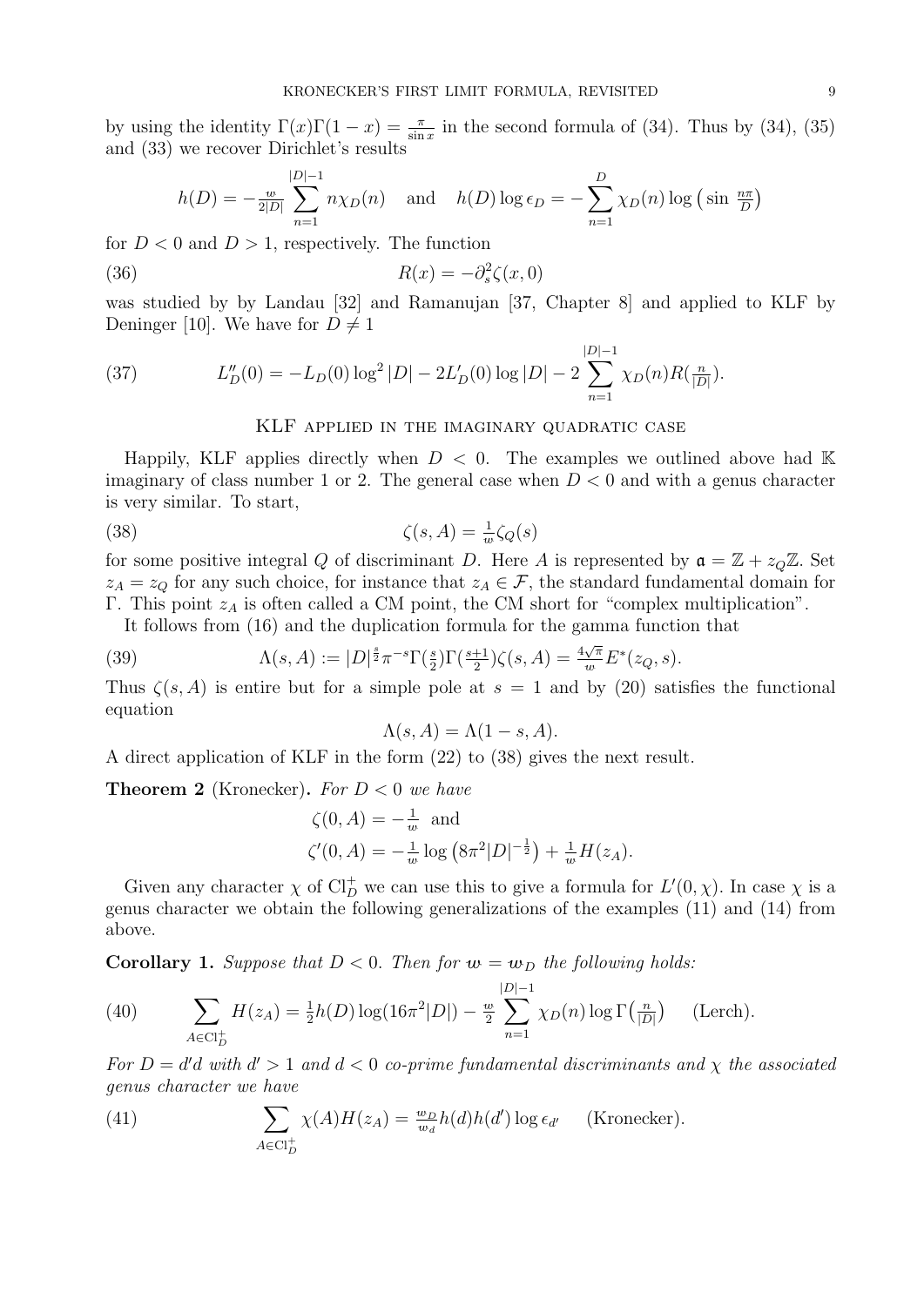by using the identity $\Gamma(x)\Gamma(1-x) = \frac{\pi}{\sin x}$ in the second formula of (34). Thus by (34), (35) and (33) we recover Dirichlet's results

$$h(D) = -\tfrac{w}{2|D|} \sum_{n=1}^{|D|-1} n\chi_D(n) \quad \text{and} \quad h(D)\log \epsilon_D = -\sum_{n=1}^{D} \chi_D(n) \log\big(\sin \tfrac{n\pi}{D}\big)$$

for $D < 0$ and $D > 1$, respectively. The function

$$R(x) = -\partial_s^2 \zeta(x, 0) \tag{36}$$

was studied by by Landau [32] and Ramanujan [37, Chapter 8] and applied to KLF by Deninger [10]. We have for $D \neq 1$

$$L_D''(0) = -L_D(0)\log^2|D| - 2L_D'(0)\log|D| - 2\sum_{n=1}^{|D|-1} \chi_D(n) R(\tfrac{n}{|D|}). \tag{37}$$

## KLF applied in the imaginary quadratic case

Happily, KLF applies directly when $D < 0$. The examples we outlined above had $\mathbb{K}$ imaginary of class number 1 or 2. The general case when $D < 0$ and with a genus character is very similar. To start,

$$\zeta(s, A) = \tfrac{1}{w}\zeta_Q(s) \tag{38}$$

for some positive integral $Q$ of discriminant $D$. Here $A$ is represented by $\mathfrak{a} = \mathbb{Z} + z_Q\mathbb{Z}$. Set $z_A = z_Q$ for any such choice, for instance that $z_A \in \mathcal{F}$, the standard fundamental domain for $\Gamma$. This point $z_A$ is often called a CM point, the CM short for "complex multiplication".

It follows from (16) and the duplication formula for the gamma function that

$$\Lambda(s, A) := |D|^{\frac{s}{2}}\pi^{-s}\Gamma(\tfrac{s}{2})\Gamma(\tfrac{s+1}{2})\zeta(s, A) = \tfrac{4\sqrt{\pi}}{w}E^*(z_Q, s). \tag{39}$$

Thus $\zeta(s, A)$ is entire but for a simple pole at $s = 1$ and by (20) satisfies the functional equation

$$\Lambda(s, A) = \Lambda(1-s, A).$$

A direct application of KLF in the form (22) to (38) gives the next result.

**Theorem 2** (Kronecker)**.** *For $D < 0$ we have*

$$\zeta(0, A) = -\tfrac{1}{w} \ \text{ and}$$
$$\zeta'(0, A) = -\tfrac{1}{w}\log\big(8\pi^2|D|^{-\frac{1}{2}}\big) + \tfrac{1}{w}H(z_A).$$

Given any character $\chi$ of $\mathrm{Cl}_D^+$ we can use this to give a formula for $L'(0, \chi)$. In case $\chi$ is a genus character we obtain the following generalizations of the examples (11) and (14) from above.

**Corollary 1.** *Suppose that $D < 0$. Then for $w = w_D$ the following holds:*

$$\sum_{A \in \mathrm{Cl}_D^+} H(z_A) = \tfrac{1}{2}h(D)\log(16\pi^2|D|) - \tfrac{w}{2}\sum_{n=1}^{|D|-1}\chi_D(n)\log\Gamma\big(\tfrac{n}{|D|}\big) \quad \text{(Lerch)}. \tag{40}$$

*For $D = d'd$ with $d' > 1$ and $d < 0$ co-prime fundamental discriminants and $\chi$ the associated genus character we have*

$$\sum_{A \in \mathrm{Cl}_D^+} \chi(A)H(z_A) = \tfrac{w_D}{w_d}h(d)h(d')\log\epsilon_{d'} \quad \text{(Kronecker)}. \tag{41}$$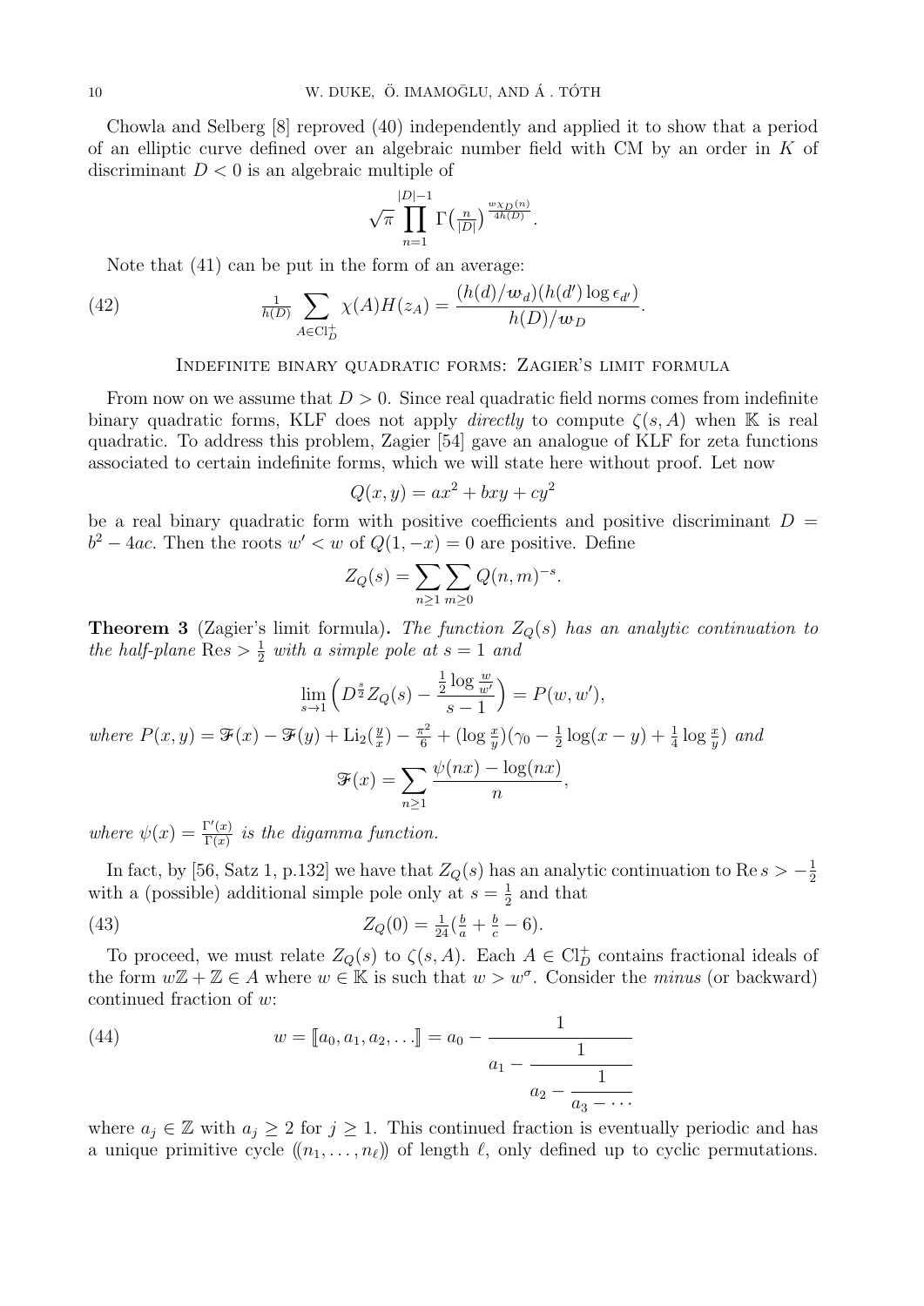Chowla and Selberg [8] reproved (40) independently and applied it to show that a period of an elliptic curve defined over an algebraic number field with CM by an order in $K$ of discriminant $D<0$ is an algebraic multiple of

$$\sqrt{\pi}\prod_{n=1}^{|D|-1}\Gamma\big(\tfrac{n}{|D|}\big)^{\frac{w\chi_D(n)}{4h(D)}}.$$

Note that (41) can be put in the form of an average:

$$\tfrac{1}{h(D)}\sum_{A\in \mathrm{Cl}_D^+}\chi(A)H(z_A)=\frac{(h(d)/\boldsymbol{w}_d)(h(d')\log\epsilon_{d'})}{h(D)/\boldsymbol{w}_D}. \tag{42}$$

## Indefinite binary quadratic forms: Zagier's limit formula

From now on we assume that $D>0$. Since real quadratic field norms comes from indefinite binary quadratic forms, KLF does not apply *directly* to compute $\zeta(s,A)$ when $\mathbb{K}$ is real quadratic. To address this problem, Zagier [54] gave an analogue of KLF for zeta functions associated to certain indefinite forms, which we will state here without proof. Let now

$$Q(x,y)=ax^2+bxy+cy^2$$

be a real binary quadratic form with positive coefficients and positive discriminant $D=b^2-4ac$. Then the roots $w'<w$ of $Q(1,-x)=0$ are positive. Define

$$Z_Q(s)=\sum_{n\geq 1}\sum_{m\geq 0}Q(n,m)^{-s}.$$

**Theorem 3** (Zagier's limit formula)**.** *The function $Z_Q(s)$ has an analytic continuation to the half-plane $\mathrm{Re}\, s>\frac12$ with a simple pole at $s=1$ and*

$$\lim_{s\to 1}\Big(D^{\frac{s}{2}}Z_Q(s)-\frac{\frac12\log\frac{w}{w'}}{s-1}\Big)=P(w,w'),$$

*where $P(x,y)=\mathscr{F}(x)-\mathscr{F}(y)+\mathrm{Li}_2(\frac{y}{x})-\frac{\pi^2}{6}+(\log\frac{x}{y})(\gamma_0-\frac12\log(x-y)+\frac14\log\frac{x}{y})$ and*

$$\mathscr{F}(x)=\sum_{n\geq 1}\frac{\psi(nx)-\log(nx)}{n},$$

*where $\psi(x)=\frac{\Gamma'(x)}{\Gamma(x)}$ is the digamma function.*

In fact, by [56, Satz 1, p.132] we have that $Z_Q(s)$ has an analytic continuation to $\mathrm{Re}\, s>-\frac12$ with a (possible) additional simple pole only at $s=\frac12$ and that

$$Z_Q(0)=\tfrac{1}{24}(\tfrac{b}{a}+\tfrac{b}{c}-6). \tag{43}$$

To proceed, we must relate $Z_Q(s)$ to $\zeta(s,A)$. Each $A\in\mathrm{Cl}_D^+$ contains fractional ideals of the form $w\mathbb{Z}+\mathbb{Z}\in A$ where $w\in\mathbb{K}$ is such that $w>w^\sigma$. Consider the *minus* (or backward) continued fraction of $w$:

$$w=[\![a_0,a_1,a_2,\ldots]\!]=a_0-\cfrac{1}{a_1-\cfrac{1}{a_2-\cfrac{1}{a_3-\cdots}}} \tag{44}$$

where $a_j\in\mathbb{Z}$ with $a_j\geq 2$ for $j\geq 1$. This continued fraction is eventually periodic and has a unique primitive cycle $(\!(n_1,\ldots,n_\ell)\!)$ of length $\ell$, only defined up to cyclic permutations.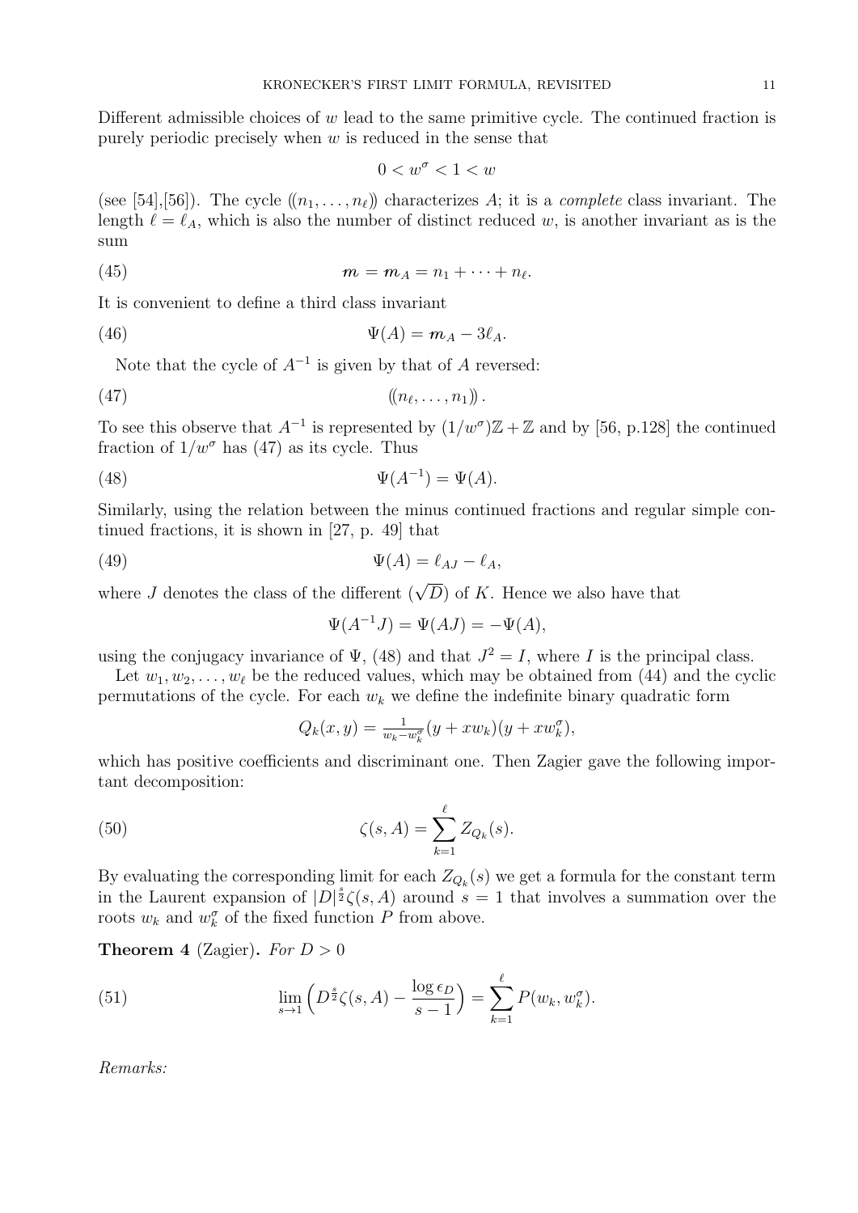Different admissible choices of $w$ lead to the same primitive cycle. The continued fraction is purely periodic precisely when $w$ is reduced in the sense that

$$0 < w^\sigma < 1 < w$$

(see [54],[56]). The cycle $(\!(n_1, \ldots, n_\ell)\!)$ characterizes $A$; it is a *complete* class invariant. The length $\ell = \ell_A$, which is also the number of distinct reduced $w$, is another invariant as is the sum

$$\boldsymbol{m} = \boldsymbol{m}_A = n_1 + \cdots + n_\ell. \tag{45}$$

It is convenient to define a third class invariant

$$\Psi(A) = \boldsymbol{m}_A - 3\ell_A. \tag{46}$$

Note that the cycle of $A^{-1}$ is given by that of $A$ reversed:

$$(\!(n_\ell, \ldots, n_1)\!)\,. \tag{47}$$

To see this observe that $A^{-1}$ is represented by $(1/w^\sigma)\mathbb{Z} + \mathbb{Z}$ and by [56, p.128] the continued fraction of $1/w^\sigma$ has (47) as its cycle. Thus

$$\Psi(A^{-1}) = \Psi(A). \tag{48}$$

Similarly, using the relation between the minus continued fractions and regular simple continued fractions, it is shown in [27, p. 49] that

$$\Psi(A) = \ell_{AJ} - \ell_A, \tag{49}$$

where $J$ denotes the class of the different $(\sqrt{D})$ of $K$. Hence we also have that

$$\Psi(A^{-1}J) = \Psi(AJ) = -\Psi(A),$$

using the conjugacy invariance of $\Psi$, (48) and that $J^2 = I$, where $I$ is the principal class.

Let $w_1, w_2, \ldots, w_\ell$ be the reduced values, which may be obtained from (44) and the cyclic permutations of the cycle. For each $w_k$ we define the indefinite binary quadratic form

$$Q_k(x, y) = \tfrac{1}{w_k - w_k^\sigma}(y + xw_k)(y + xw_k^\sigma),$$

which has positive coefficients and discriminant one. Then Zagier gave the following important decomposition:

$$\zeta(s, A) = \sum_{k=1}^{\ell} Z_{Q_k}(s). \tag{50}$$

By evaluating the corresponding limit for each $Z_{Q_k}(s)$ we get a formula for the constant term in the Laurent expansion of $|D|^{\frac{s}{2}}\zeta(s, A)$ around $s = 1$ that involves a summation over the roots $w_k$ and $w_k^\sigma$ of the fixed function $P$ from above.

**Theorem 4** (Zagier)**.** *For $D > 0$*

$$\lim_{s \to 1}\Big(D^{\frac{s}{2}}\zeta(s, A) - \frac{\log \epsilon_D}{s - 1}\Big) = \sum_{k=1}^{\ell} P(w_k, w_k^\sigma). \tag{51}$$

*Remarks:*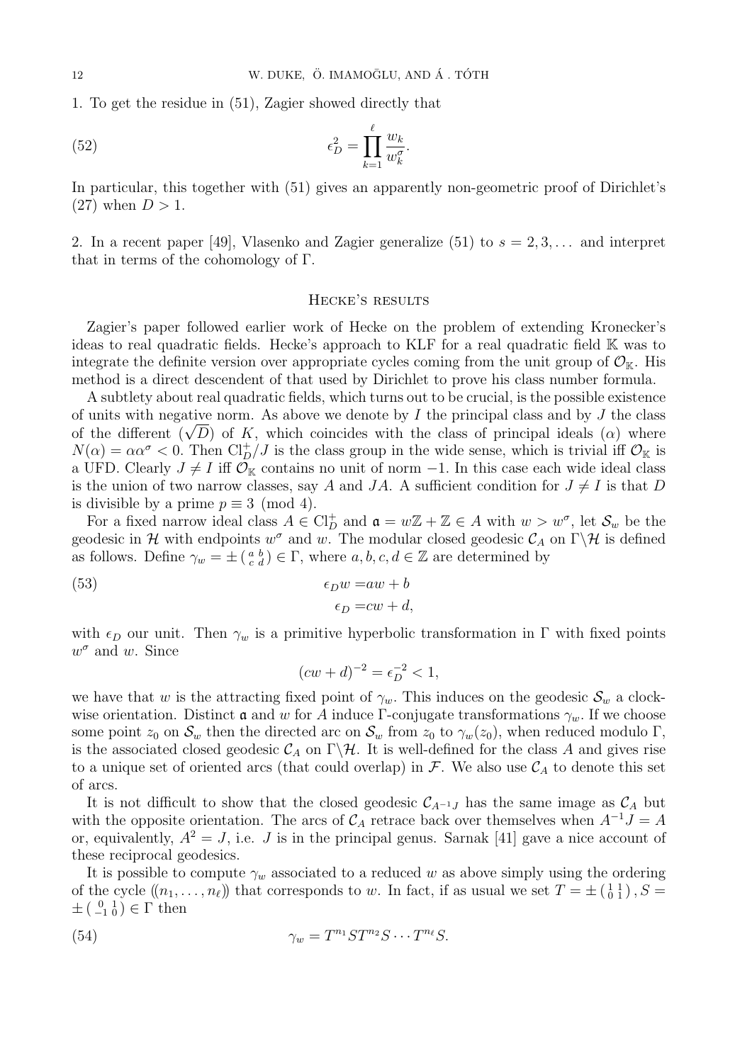1. To get the residue in (51), Zagier showed directly that

$$\epsilon_D^2 = \prod_{k=1}^{\ell} \frac{w_k}{w_k^\sigma}. \tag{52}$$

In particular, this together with (51) gives an apparently non-geometric proof of Dirichlet's (27) when $D > 1$.

2. In a recent paper [49], Vlasenko and Zagier generalize (51) to $s = 2, 3, \ldots$ and interpret that in terms of the cohomology of $\Gamma$.

## Hecke's results

Zagier's paper followed earlier work of Hecke on the problem of extending Kronecker's ideas to real quadratic fields. Hecke's approach to KLF for a real quadratic field $\mathbb{K}$ was to integrate the definite version over appropriate cycles coming from the unit group of $\mathcal{O}_\mathbb{K}$. His method is a direct descendent of that used by Dirichlet to prove his class number formula.

A subtlety about real quadratic fields, which turns out to be crucial, is the possible existence of units with negative norm. As above we denote by $I$ the principal class and by $J$ the class of the different $(\sqrt{D})$ of $K$, which coincides with the class of principal ideals $(\alpha)$ where $N(\alpha) = \alpha\alpha^\sigma < 0$. Then $\mathrm{Cl}_D^+/J$ is the class group in the wide sense, which is trivial iff $\mathcal{O}_\mathbb{K}$ is a UFD. Clearly $J \neq I$ iff $\mathcal{O}_\mathbb{K}$ contains no unit of norm $-1$. In this case each wide ideal class is the union of two narrow classes, say $A$ and $JA$. A sufficient condition for $J \neq I$ is that $D$ is divisible by a prime $p \equiv 3 \pmod 4$.

For a fixed narrow ideal class $A \in \mathrm{Cl}_D^+$ and $\mathfrak{a} = w\mathbb{Z} + \mathbb{Z} \in A$ with $w > w^\sigma$, let $\mathcal{S}_w$ be the geodesic in $\mathcal{H}$ with endpoints $w^\sigma$ and $w$. The modular closed geodesic $\mathcal{C}_A$ on $\Gamma\backslash\mathcal{H}$ is defined as follows. Define $\gamma_w = \pm \left(\begin{smallmatrix} a & b \\ c & d \end{smallmatrix}\right) \in \Gamma$, where $a, b, c, d \in \mathbb{Z}$ are determined by

$$\begin{aligned} \epsilon_D w &= aw + b \\ \epsilon_D &= cw + d, \end{aligned} \tag{53}$$

with $\epsilon_D$ our unit. Then $\gamma_w$ is a primitive hyperbolic transformation in $\Gamma$ with fixed points $w^\sigma$ and $w$. Since

$$(cw + d)^{-2} = \epsilon_D^{-2} < 1,$$

we have that $w$ is the attracting fixed point of $\gamma_w$. This induces on the geodesic $\mathcal{S}_w$ a clockwise orientation. Distinct $\mathfrak{a}$ and $w$ for $A$ induce $\Gamma$-conjugate transformations $\gamma_w$. If we choose some point $z_0$ on $\mathcal{S}_w$ then the directed arc on $\mathcal{S}_w$ from $z_0$ to $\gamma_w(z_0)$, when reduced modulo $\Gamma$, is the associated closed geodesic $\mathcal{C}_A$ on $\Gamma\backslash\mathcal{H}$. It is well-defined for the class $A$ and gives rise to a unique set of oriented arcs (that could overlap) in $\mathcal{F}$. We also use $\mathcal{C}_A$ to denote this set of arcs.

It is not difficult to show that the closed geodesic $\mathcal{C}_{A^{-1}J}$ has the same image as $\mathcal{C}_A$ but with the opposite orientation. The arcs of $\mathcal{C}_A$ retrace back over themselves when $A^{-1}J = A$ or, equivalently, $A^2 = J$, i.e. $J$ is in the principal genus. Sarnak [41] gave a nice account of these reciprocal geodesics.

It is possible to compute $\gamma_w$ associated to a reduced $w$ as above simply using the ordering of the cycle $(\!(n_1, \ldots, n_\ell)\!)$ that corresponds to $w$. In fact, if as usual we set $T = \pm \left(\begin{smallmatrix} 1 & 1 \\ 0 & 1 \end{smallmatrix}\right), S = \pm \left(\begin{smallmatrix} 0 & 1 \\ -1 & 0 \end{smallmatrix}\right) \in \Gamma$ then

$$\gamma_w = T^{n_1} S T^{n_2} S \cdots T^{n_\ell} S. \tag{54}$$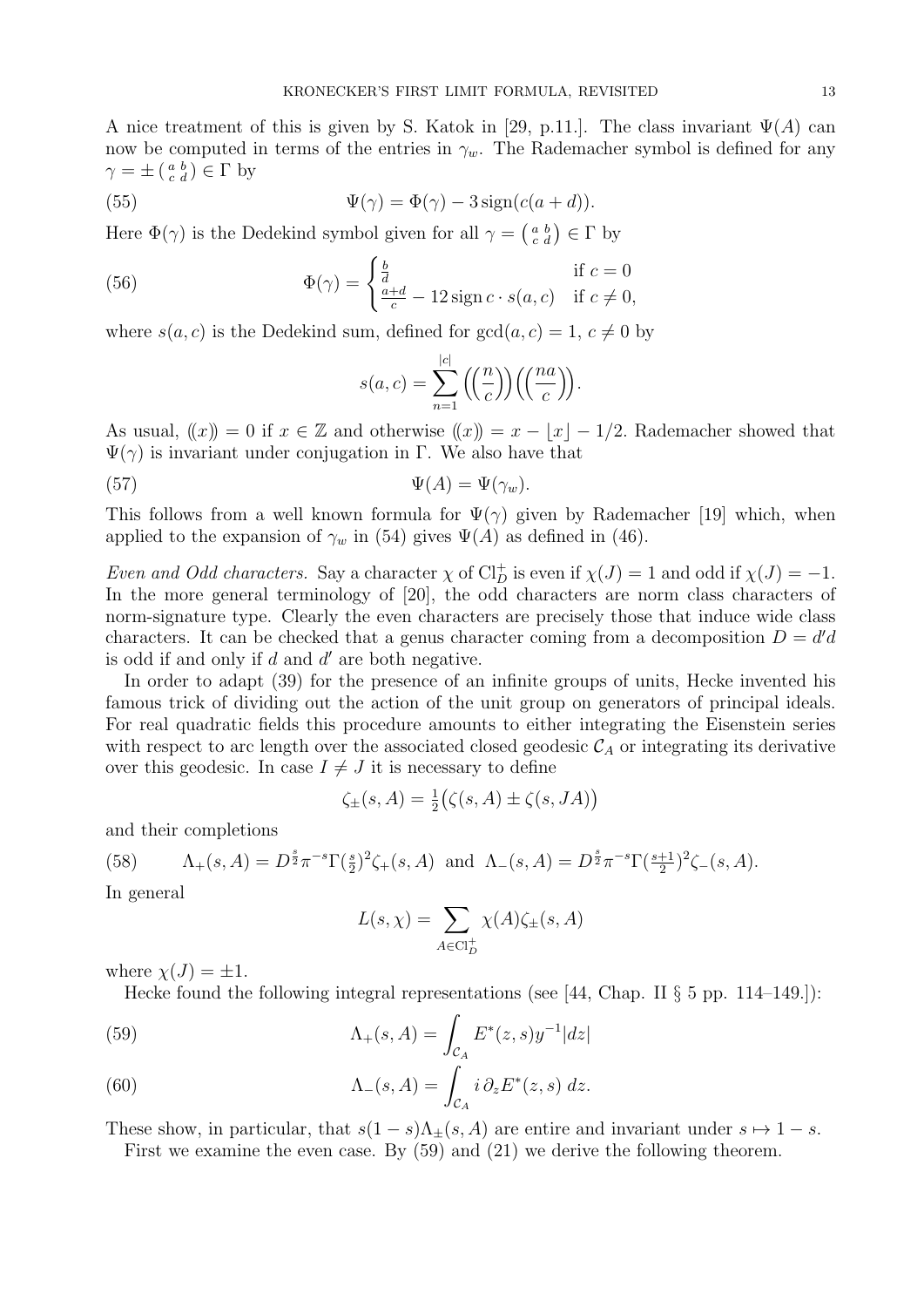A nice treatment of this is given by S. Katok in [29, p.11.]. The class invariant $\Psi(A)$ can now be computed in terms of the entries in $\gamma_w$. The Rademacher symbol is defined for any $\gamma = \pm \left(\begin{smallmatrix} a & b \\ c & d \end{smallmatrix}\right) \in \Gamma$ by

$$\Psi(\gamma) = \Phi(\gamma) - 3\,\mathrm{sign}(c(a+d)). \tag{55}$$

Here $\Phi(\gamma)$ is the Dedekind symbol given for all $\gamma = \left(\begin{smallmatrix} a & b \\ c & d \end{smallmatrix}\right) \in \Gamma$ by

$$\Phi(\gamma) = \begin{cases} \frac{b}{d} & \text{if } c = 0 \\ \frac{a+d}{c} - 12\,\mathrm{sign}\, c \cdot s(a,c) & \text{if } c \neq 0, \end{cases} \tag{56}$$

where $s(a,c)$ is the Dedekind sum, defined for $\gcd(a,c) = 1$, $c \neq 0$ by

$$s(a,c) = \sum_{n=1}^{|c|} \left(\!\left(\frac{n}{c}\right)\!\right)\left(\!\left(\frac{na}{c}\right)\!\right).$$

As usual, $(\!(x)\!) = 0$ if $x \in \mathbb{Z}$ and otherwise $(\!(x)\!) = x - \lfloor x \rfloor - 1/2$. Rademacher showed that $\Psi(\gamma)$ is invariant under conjugation in $\Gamma$. We also have that

$$\Psi(A) = \Psi(\gamma_w). \tag{57}$$

This follows from a well known formula for $\Psi(\gamma)$ given by Rademacher [19] which, when applied to the expansion of $\gamma_w$ in (54) gives $\Psi(A)$ as defined in (46).

*Even and Odd characters.* Say a character $\chi$ of $\mathrm{Cl}_D^+$ is even if $\chi(J) = 1$ and odd if $\chi(J) = -1$. In the more general terminology of [20], the odd characters are norm class characters of norm-signature type. Clearly the even characters are precisely those that induce wide class characters. It can be checked that a genus character coming from a decomposition $D = d'd$ is odd if and only if $d$ and $d'$ are both negative.

In order to adapt (39) for the presence of an infinite groups of units, Hecke invented his famous trick of dividing out the action of the unit group on generators of principal ideals. For real quadratic fields this procedure amounts to either integrating the Eisenstein series with respect to arc length over the associated closed geodesic $\mathcal{C}_A$ or integrating its derivative over this geodesic. In case $I \neq J$ it is necessary to define

$$\zeta_\pm(s,A) = \tfrac{1}{2}\big(\zeta(s,A) \pm \zeta(s,JA)\big)$$

and their completions

$$\Lambda_+(s,A) = D^{\frac{s}{2}}\pi^{-s}\Gamma(\tfrac{s}{2})^2\zeta_+(s,A) \text{ and } \Lambda_-(s,A) = D^{\frac{s}{2}}\pi^{-s}\Gamma(\tfrac{s+1}{2})^2\zeta_-(s,A). \tag{58}$$

In general

$$L(s,\chi) = \sum_{A \in \mathrm{Cl}_D^+} \chi(A)\zeta_\pm(s,A)$$

where $\chi(J) = \pm 1$.

Hecke found the following integral representations (see [44, Chap. II § 5 pp. 114–149.]):

$$\Lambda_+(s,A) = \int_{\mathcal{C}_A} E^*(z,s)y^{-1}|dz| \tag{59}$$

$$\Lambda_-(s,A) = \int_{\mathcal{C}_A} i\,\partial_z E^*(z,s)\;dz. \tag{60}$$

These show, in particular, that $s(1-s)\Lambda_\pm(s,A)$ are entire and invariant under $s \mapsto 1-s$.

First we examine the even case. By (59) and (21) we derive the following theorem.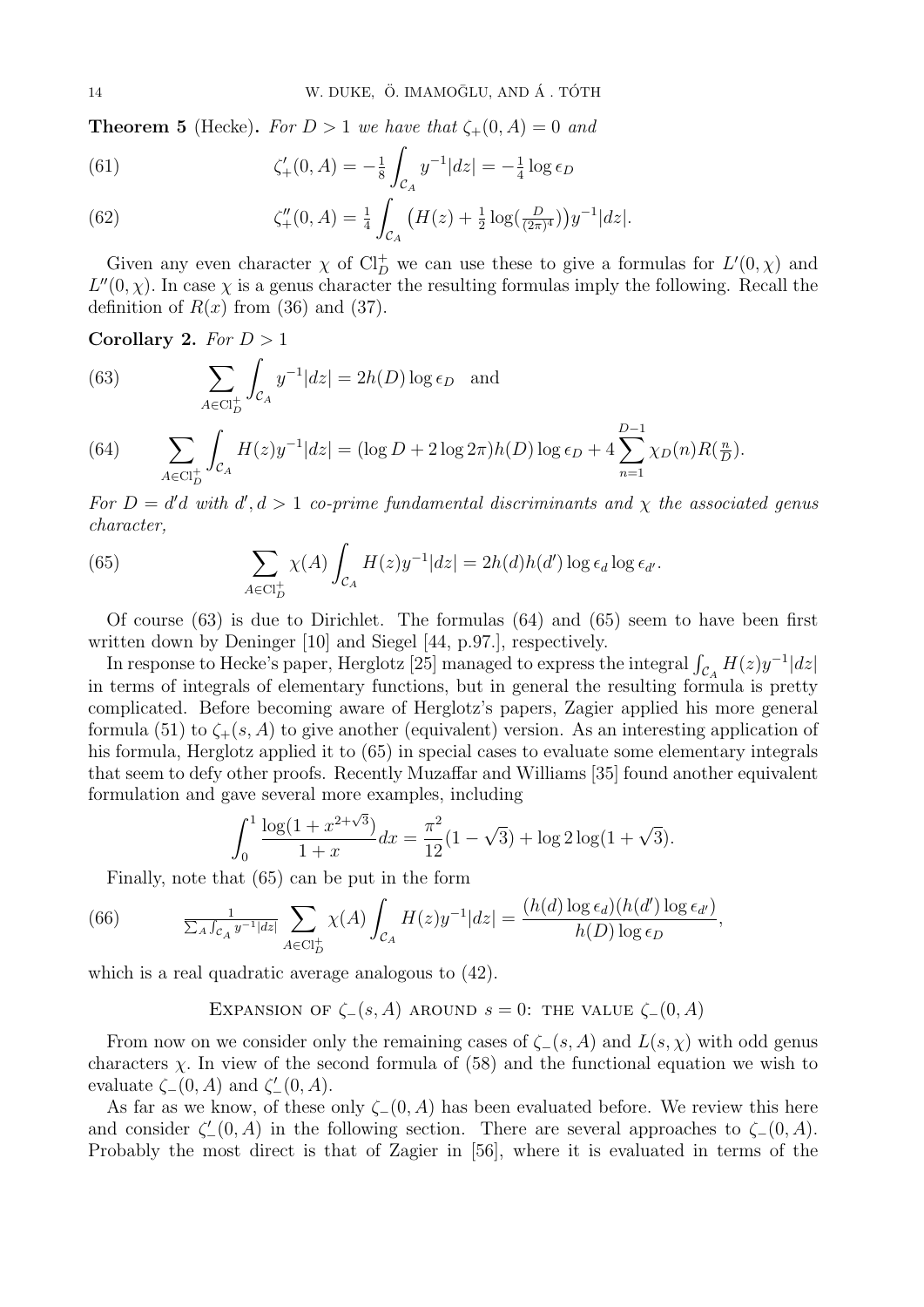**Theorem 5** (Hecke)**.** *For $D > 1$ we have that $\zeta_+(0, A) = 0$ and*

$$\zeta'_+(0, A) = -\tfrac{1}{8}\int_{\mathcal{C}_A} y^{-1}|dz| = -\tfrac{1}{4}\log \epsilon_D \tag{61}$$

$$\zeta''_+(0, A) = \tfrac{1}{4}\int_{\mathcal{C}_A} \big(H(z) + \tfrac{1}{2}\log(\tfrac{D}{(2\pi)^4})\big) y^{-1}|dz|. \tag{62}$$

Given any even character $\chi$ of $\mathrm{Cl}_D^+$ we can use these to give a formulas for $L'(0, \chi)$ and $L''(0, \chi)$. In case $\chi$ is a genus character the resulting formulas imply the following. Recall the definition of $R(x)$ from (36) and (37).

**Corollary 2.** *For $D > 1$*

$$\sum_{A \in \mathrm{Cl}_D^+} \int_{\mathcal{C}_A} y^{-1}|dz| = 2h(D)\log \epsilon_D \quad \text{and} \tag{63}$$

$$\sum_{A \in \mathrm{Cl}_D^+} \int_{\mathcal{C}_A} H(z) y^{-1}|dz| = (\log D + 2\log 2\pi) h(D) \log \epsilon_D + 4\sum_{n=1}^{D-1} \chi_D(n) R(\tfrac{n}{D}). \tag{64}$$

*For $D = d'd$ with $d', d > 1$ co-prime fundamental discriminants and $\chi$ the associated genus character,*

$$\sum_{A \in \mathrm{Cl}_D^+} \chi(A) \int_{\mathcal{C}_A} H(z) y^{-1}|dz| = 2h(d)h(d')\log \epsilon_d \log \epsilon_{d'}. \tag{65}$$

Of course (63) is due to Dirichlet. The formulas (64) and (65) seem to have been first written down by Deninger [10] and Siegel [44, p.97.], respectively.

In response to Hecke's paper, Herglotz [25] managed to express the integral $\int_{\mathcal{C}_A} H(z) y^{-1}|dz|$ in terms of integrals of elementary functions, but in general the resulting formula is pretty complicated. Before becoming aware of Herglotz's papers, Zagier applied his more general formula (51) to $\zeta_+(s, A)$ to give another (equivalent) version. As an interesting application of his formula, Herglotz applied it to (65) in special cases to evaluate some elementary integrals that seem to defy other proofs. Recently Muzaffar and Williams [35] found another equivalent formulation and gave several more examples, including

$$\int_0^1 \frac{\log(1 + x^{2+\sqrt{3}})}{1 + x} dx = \frac{\pi^2}{12}(1 - \sqrt{3}) + \log 2 \log(1 + \sqrt{3}).$$

Finally, note that (65) can be put in the form

$$\frac{1}{\sum_A \int_{\mathcal{C}_A} y^{-1}|dz|} \sum_{A \in \mathrm{Cl}_D^+} \chi(A) \int_{\mathcal{C}_A} H(z) y^{-1}|dz| = \frac{(h(d)\log \epsilon_d)(h(d')\log \epsilon_{d'})}{h(D)\log \epsilon_D}, \tag{66}$$

which is a real quadratic average analogous to (42).

## Expansion of $\zeta_-(s, A)$ around $s = 0$: the value $\zeta_-(0, A)$

From now on we consider only the remaining cases of $\zeta_-(s, A)$ and $L(s, \chi)$ with odd genus characters $\chi$. In view of the second formula of (58) and the functional equation we wish to evaluate $\zeta_-(0, A)$ and $\zeta'_-(0, A)$.

As far as we know, of these only $\zeta_-(0, A)$ has been evaluated before. We review this here and consider $\zeta'_-(0, A)$ in the following section. There are several approaches to $\zeta_-(0, A)$. Probably the most direct is that of Zagier in [56], where it is evaluated in terms of the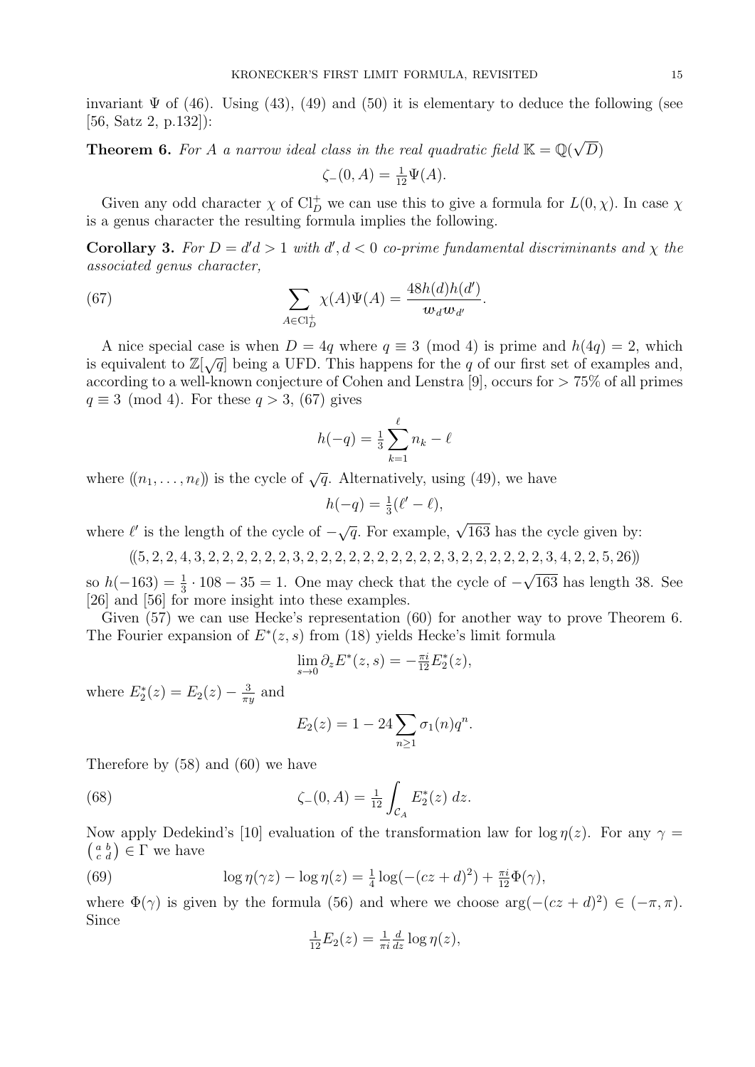invariant $\Psi$ of (46). Using (43), (49) and (50) it is elementary to deduce the following (see [56, Satz 2, p.132]):

**Theorem 6.** *For $A$ a narrow ideal class in the real quadratic field $\mathbb{K} = \mathbb{Q}(\sqrt{D})$*

$$\zeta_{-}(0, A) = \tfrac{1}{12}\Psi(A).$$

Given any odd character $\chi$ of $\mathrm{Cl}_D^+$ we can use this to give a formula for $L(0, \chi)$. In case $\chi$ is a genus character the resulting formula implies the following.

**Corollary 3.** *For $D = d'd > 1$ with $d', d < 0$ co-prime fundamental discriminants and $\chi$ the associated genus character,*

$$\sum_{A \in \mathrm{Cl}_D^+} \chi(A)\Psi(A) = \frac{48h(d)h(d')}{w_d w_{d'}}. \tag{67}$$

A nice special case is when $D = 4q$ where $q \equiv 3 \pmod 4$ is prime and $h(4q) = 2$, which is equivalent to $\mathbb{Z}[\sqrt{q}]$ being a UFD. This happens for the $q$ of our first set of examples and, according to a well-known conjecture of Cohen and Lenstra [9], occurs for $> 75\%$ of all primes $q \equiv 3 \pmod 4$. For these $q > 3$, (67) gives

$$h(-q) = \tfrac{1}{3}\sum_{k=1}^{\ell} n_k - \ell$$

where $(\!(n_1, \ldots, n_\ell)\!)$ is the cycle of $\sqrt{q}$. Alternatively, using (49), we have

$$h(-q) = \tfrac{1}{3}(\ell' - \ell),$$

where $\ell'$ is the length of the cycle of $-\sqrt{q}$. For example, $\sqrt{163}$ has the cycle given by:

$$(\!(5, 2, 2, 4, 3, 2, 2, 2, 2, 2, 2, 3, 2, 2, 2, 2, 2, 2, 2, 2, 2, 2, 3, 2, 2, 2, 2, 2, 2, 3, 4, 2, 2, 5, 26)\!)$$

so $h(-163) = \frac{1}{3} \cdot 108 - 35 = 1$. One may check that the cycle of $-\sqrt{163}$ has length 38. See [26] and [56] for more insight into these examples.

Given (57) we can use Hecke's representation (60) for another way to prove Theorem 6. The Fourier expansion of $E^*(z, s)$ from (18) yields Hecke's limit formula

$$\lim_{s \to 0} \partial_z E^*(z, s) = -\tfrac{\pi i}{12} E_2^*(z),$$

where $E_2^*(z) = E_2(z) - \frac{3}{\pi y}$ and

$$E_2(z) = 1 - 24 \sum_{n \geq 1} \sigma_1(n) q^n.$$

Therefore by (58) and (60) we have

$$\zeta_{-}(0, A) = \tfrac{1}{12} \int_{\mathcal{C}_A} E_2^*(z)\, dz. \tag{68}$$

Now apply Dedekind's [10] evaluation of the transformation law for $\log \eta(z)$. For any $\gamma = \left(\begin{smallmatrix} a & b \\ c & d \end{smallmatrix}\right) \in \Gamma$ we have

$$\log \eta(\gamma z) - \log \eta(z) = \tfrac{1}{4}\log(-(cz + d)^2) + \tfrac{\pi i}{12}\Phi(\gamma), \tag{69}$$

where $\Phi(\gamma)$ is given by the formula (56) and where we choose $\arg(-(cz + d)^2) \in (-\pi, \pi)$. Since

$$\tfrac{1}{12}E_2(z) = \tfrac{1}{\pi i}\tfrac{d}{dz}\log \eta(z),$$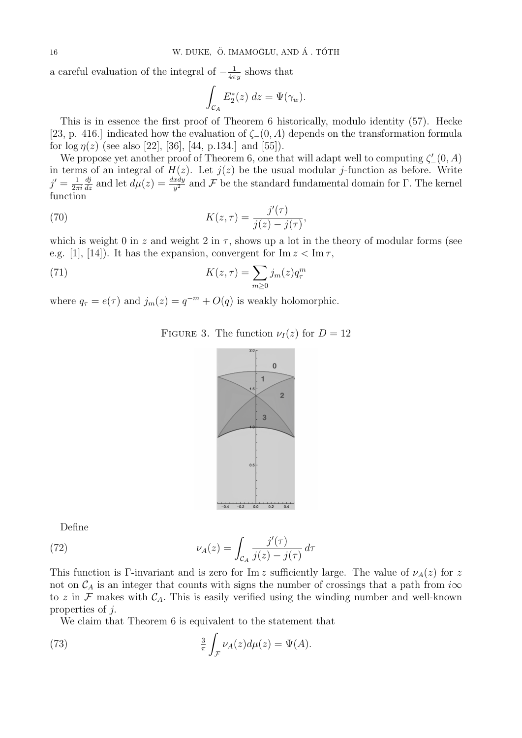a careful evaluation of the integral of $-\frac{1}{4\pi y}$ shows that

$$\int_{\mathcal{C}_A} E_2^*(z)\, dz = \Psi(\gamma_w).$$

This is in essence the first proof of Theorem 6 historically, modulo identity (57). Hecke [23, p. 416.] indicated how the evaluation of $\zeta_-(0, A)$ depends on the transformation formula for $\log \eta(z)$ (see also [22], [36], [44, p.134.] and [55]).

We propose yet another proof of Theorem 6, one that will adapt well to computing $\zeta'_-(0, A)$ in terms of an integral of $H(z)$. Let $j(z)$ be the usual modular $j$-function as before. Write $j' = \frac{1}{2\pi i}\frac{dj}{dz}$ and let $d\mu(z) = \frac{dxdy}{y^2}$ and $\mathcal{F}$ be the standard fundamental domain for $\Gamma$. The kernel function

$$K(z, \tau) = \frac{j'(\tau)}{j(z) - j(\tau)}, \tag{70}$$

which is weight 0 in $z$ and weight 2 in $\tau$, shows up a lot in the theory of modular forms (see e.g. [1], [14]). It has the expansion, convergent for $\operatorname{Im} z < \operatorname{Im} \tau$,

$$K(z, \tau) = \sum_{m \geq 0} j_m(z) q_\tau^m \tag{71}$$

where $q_\tau = e(\tau)$ and $j_m(z) = q^{-m} + O(q)$ is weakly holomorphic.

FIGURE 3. The function $\nu_I(z)$ for $D = 12$

Define

$$\nu_A(z) = \int_{\mathcal{C}_A} \frac{j'(\tau)}{j(z) - j(\tau)}\, d\tau \tag{72}$$

This function is $\Gamma$-invariant and is zero for $\operatorname{Im} z$ sufficiently large. The value of $\nu_A(z)$ for $z$ not on $\mathcal{C}_A$ is an integer that counts with signs the number of crossings that a path from $i\infty$ to $z$ in $\mathcal{F}$ makes with $\mathcal{C}_A$. This is easily verified using the winding number and well-known properties of $j$.

We claim that Theorem 6 is equivalent to the statement that

$$\tfrac{3}{\pi} \int_{\mathcal{F}} \nu_A(z) d\mu(z) = \Psi(A). \tag{73}$$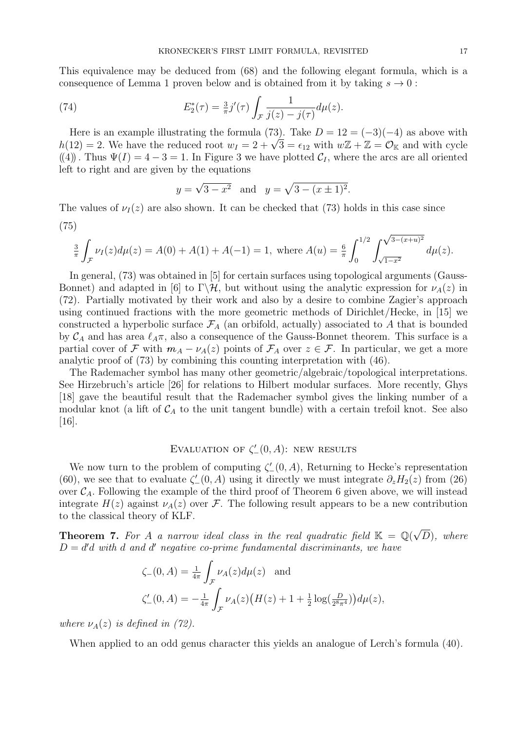This equivalence may be deduced from (68) and the following elegant formula, which is a consequence of Lemma 1 proven below and is obtained from it by taking $s \to 0$ :

$$E_2^*(\tau) = \tfrac{3}{\pi} j'(\tau) \int_{\mathcal{F}} \frac{1}{j(z) - j(\tau)} d\mu(z). \tag{74}$$

Here is an example illustrating the formula (73). Take $D = 12 = (-3)(-4)$ as above with $h(12) = 2$. We have the reduced root $w_I = 2 + \sqrt{3} = \epsilon_{12}$ with $w\mathbb{Z} + \mathbb{Z} = \mathcal{O}_{\mathbb{K}}$ and with cycle $((4))$. Thus $\Psi(I) = 4 - 3 = 1$. In Figure 3 we have plotted $\mathcal{C}_I$, where the arcs are all oriented left to right and are given by the equations

$$y = \sqrt{3 - x^2} \quad \text{and} \quad y = \sqrt{3 - (x \pm 1)^2}.$$

The values of $\nu_I(z)$ are also shown. It can be checked that (73) holds in this case since

$$\tfrac{3}{\pi} \int_{\mathcal{F}} \nu_I(z) d\mu(z) = A(0) + A(1) + A(-1) = 1, \text{ where } A(u) = \tfrac{6}{\pi} \int_0^{1/2} \int_{\sqrt{1-x^2}}^{\sqrt{3-(x+u)^2}} d\mu(z). \tag{75}$$

In general, (73) was obtained in [5] for certain surfaces using topological arguments (Gauss-Bonnet) and adapted in [6] to $\Gamma\backslash\mathcal{H}$, but without using the analytic expression for $\nu_A(z)$ in (72). Partially motivated by their work and also by a desire to combine Zagier's approach using continued fractions with the more geometric methods of Dirichlet/Hecke, in [15] we constructed a hyperbolic surface $\mathcal{F}_A$ (an orbifold, actually) associated to $A$ that is bounded by $\mathcal{C}_A$ and has area $\ell_A \pi$, also a consequence of the Gauss-Bonnet theorem. This surface is a partial cover of $\mathcal{F}$ with $m_A - \nu_A(z)$ points of $\mathcal{F}_A$ over $z \in \mathcal{F}$. In particular, we get a more analytic proof of (73) by combining this counting interpretation with (46).

The Rademacher symbol has many other geometric/algebraic/topological interpretations. See Hirzebruch's article [26] for relations to Hilbert modular surfaces. More recently, Ghys [18] gave the beautiful result that the Rademacher symbol gives the linking number of a modular knot (a lift of $\mathcal{C}_A$ to the unit tangent bundle) with a certain trefoil knot. See also [16].

## Evaluation of $\zeta'_-(0, A)$: new results

We now turn to the problem of computing $\zeta'_-(0, A)$, Returning to Hecke's representation (60), we see that to evaluate $\zeta'_-(0, A)$ using it directly we must integrate $\partial_z H_2(z)$ from (26) over $\mathcal{C}_A$. Following the example of the third proof of Theorem 6 given above, we will instead integrate $H(z)$ against $\nu_A(z)$ over $\mathcal{F}$. The following result appears to be a new contribution to the classical theory of KLF.

**Theorem 7.** *For $A$ a narrow ideal class in the real quadratic field $\mathbb{K} = \mathbb{Q}(\sqrt{D})$, where $D = d'd$ with $d$ and $d'$ negative co-prime fundamental discriminants, we have*

$$\zeta_-(0, A) = \tfrac{1}{4\pi} \int_{\mathcal{F}} \nu_A(z) d\mu(z) \quad \text{and}$$

$$\zeta'_-(0, A) = -\tfrac{1}{4\pi} \int_{\mathcal{F}} \nu_A(z)\big(H(z) + 1 + \tfrac{1}{2}\log(\tfrac{D}{2^8\pi^4})\big) d\mu(z),$$

*where $\nu_A(z)$ is defined in (72).*

When applied to an odd genus character this yields an analogue of Lerch's formula (40).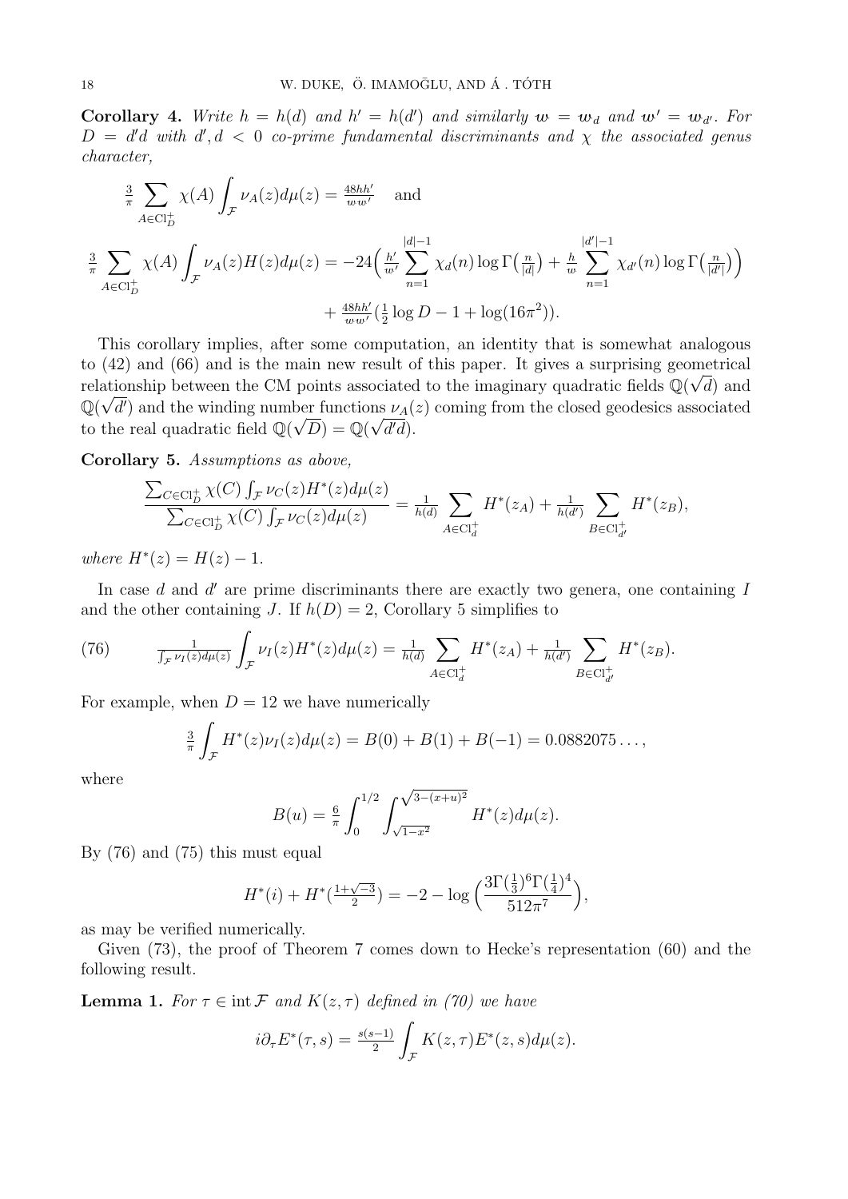**Corollary 4.** *Write $h = h(d)$ and $h' = h(d')$ and similarly $\boldsymbol{w} = \boldsymbol{w}_d$ and $\boldsymbol{w}' = \boldsymbol{w}_{d'}$. For $D = d'd$ with $d', d < 0$ co-prime fundamental discriminants and $\chi$ the associated genus character,*

$$\tfrac{3}{\pi} \sum_{A \in \mathrm{Cl}_D^+} \chi(A) \int_{\mathcal{F}} \nu_A(z) d\mu(z) = \tfrac{48hh'}{ww'} \quad \text{and}$$

$$\tfrac{3}{\pi} \sum_{A \in \mathrm{Cl}_D^+} \chi(A) \int_{\mathcal{F}} \nu_A(z) H(z) d\mu(z) = -24\Big( \tfrac{h'}{w'} \sum_{n=1}^{|d|-1} \chi_d(n) \log \Gamma\big(\tfrac{n}{|d|}\big) + \tfrac{h}{w} \sum_{n=1}^{|d'|-1} \chi_{d'}(n) \log \Gamma\big(\tfrac{n}{|d'|}\big)\Big)$$
$$+ \tfrac{48hh'}{ww'}\big(\tfrac{1}{2}\log D - 1 + \log(16\pi^2)\big).$$

This corollary implies, after some computation, an identity that is somewhat analogous to (42) and (66) and is the main new result of this paper. It gives a surprising geometrical relationship between the CM points associated to the imaginary quadratic fields $\mathbb{Q}(\sqrt{d})$ and $\mathbb{Q}(\sqrt{d'})$ and the winding number functions $\nu_A(z)$ coming from the closed geodesics associated to the real quadratic field $\mathbb{Q}(\sqrt{D}) = \mathbb{Q}(\sqrt{d'd})$.

**Corollary 5.** *Assumptions as above,*

$$\frac{\sum_{C \in \mathrm{Cl}_D^+} \chi(C) \int_{\mathcal{F}} \nu_C(z) H^*(z) d\mu(z)}{\sum_{C \in \mathrm{Cl}_D^+} \chi(C) \int_{\mathcal{F}} \nu_C(z) d\mu(z)} = \tfrac{1}{h(d)} \sum_{A \in \mathrm{Cl}_d^+} H^*(z_A) + \tfrac{1}{h(d')} \sum_{B \in \mathrm{Cl}_{d'}^+} H^*(z_B),$$

*where $H^*(z) = H(z) - 1$.*

In case $d$ and $d'$ are prime discriminants there are exactly two genera, one containing $I$ and the other containing $J$. If $h(D) = 2$, Corollary 5 simplifies to

$$\tfrac{1}{\int_{\mathcal{F}} \nu_I(z) d\mu(z)} \int_{\mathcal{F}} \nu_I(z) H^*(z) d\mu(z) = \tfrac{1}{h(d)} \sum_{A \in \mathrm{Cl}_d^+} H^*(z_A) + \tfrac{1}{h(d')} \sum_{B \in \mathrm{Cl}_{d'}^+} H^*(z_B). \tag{76}$$

For example, when $D = 12$ we have numerically

$$\tfrac{3}{\pi} \int_{\mathcal{F}} H^*(z) \nu_I(z) d\mu(z) = B(0) + B(1) + B(-1) = 0.0882075\ldots,$$

where

$$B(u) = \tfrac{6}{\pi} \int_0^{1/2} \int_{\sqrt{1-x^2}}^{\sqrt{3-(x+u)^2}} H^*(z) d\mu(z).$$

By (76) and (75) this must equal

$$H^*(i) + H^*\big(\tfrac{1+\sqrt{-3}}{2}\big) = -2 - \log\Big(\frac{3\Gamma(\frac{1}{3})^6 \Gamma(\frac{1}{4})^4}{512\pi^7}\Big),$$

as may be verified numerically.

Given (73), the proof of Theorem 7 comes down to Hecke's representation (60) and the following result.

**Lemma 1.** *For $\tau \in \operatorname{int} \mathcal{F}$ and $K(z, \tau)$ defined in (70) we have*

$$i\partial_\tau E^*(\tau, s) = \tfrac{s(s-1)}{2} \int_{\mathcal{F}} K(z, \tau) E^*(z, s) d\mu(z).$$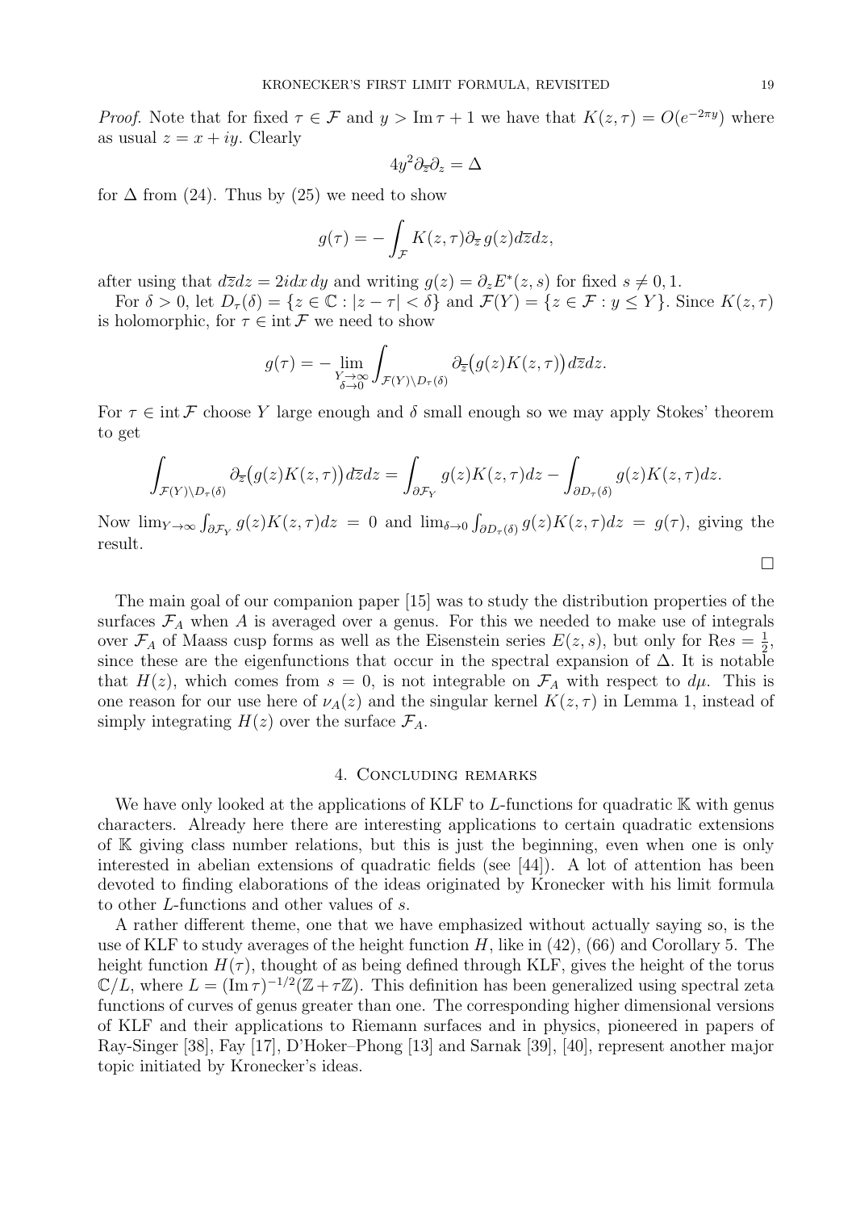*Proof.* Note that for fixed $\tau \in \mathcal{F}$ and $y > \operatorname{Im} \tau + 1$ we have that $K(z, \tau) = O(e^{-2\pi y})$ where as usual $z = x + iy$. Clearly

$$4y^2 \partial_{\overline{z}} \partial_z = \Delta$$

for $\Delta$ from (24). Thus by (25) we need to show

$$g(\tau) = -\int_{\mathcal{F}} K(z, \tau) \partial_{\overline{z}}\, g(z) d\overline{z} dz,$$

after using that $d\overline{z} dz = 2i dx\, dy$ and writing $g(z) = \partial_z E^*(z, s)$ for fixed $s \neq 0, 1$.

For $\delta > 0$, let $D_\tau(\delta) = \{z \in \mathbb{C} : |z - \tau| < \delta\}$ and $\mathcal{F}(Y) = \{z \in \mathcal{F} : y \leq Y\}$. Since $K(z, \tau)$ is holomorphic, for $\tau \in \operatorname{int} \mathcal{F}$ we need to show

$$g(\tau) = -\lim_{\substack{Y \to \infty \\ \delta \to 0}} \int_{\mathcal{F}(Y) \setminus D_\tau(\delta)} \partial_{\overline{z}} \big( g(z) K(z, \tau) \big) d\overline{z} dz.$$

For $\tau \in \operatorname{int} \mathcal{F}$ choose $Y$ large enough and $\delta$ small enough so we may apply Stokes' theorem to get

$$\int_{\mathcal{F}(Y) \setminus D_\tau(\delta)} \partial_{\overline{z}} \big( g(z) K(z, \tau) \big) d\overline{z} dz = \int_{\partial \mathcal{F}_Y} g(z) K(z, \tau) dz - \int_{\partial D_\tau(\delta)} g(z) K(z, \tau) dz.$$

Now $\lim_{Y \to \infty} \int_{\partial \mathcal{F}_Y} g(z) K(z, \tau) dz = 0$ and $\lim_{\delta \to 0} \int_{\partial D_\tau(\delta)} g(z) K(z, \tau) dz = g(\tau)$, giving the result.

□

The main goal of our companion paper [15] was to study the distribution properties of the surfaces $\mathcal{F}_A$ when $A$ is averaged over a genus. For this we needed to make use of integrals over $\mathcal{F}_A$ of Maass cusp forms as well as the Eisenstein series $E(z, s)$, but only for $\operatorname{Re} s = \frac{1}{2}$, since these are the eigenfunctions that occur in the spectral expansion of $\Delta$. It is notable that $H(z)$, which comes from $s = 0$, is not integrable on $\mathcal{F}_A$ with respect to $d\mu$. This is one reason for our use here of $\nu_A(z)$ and the singular kernel $K(z, \tau)$ in Lemma 1, instead of simply integrating $H(z)$ over the surface $\mathcal{F}_A$.

## 4. Concluding remarks

We have only looked at the applications of KLF to $L$-functions for quadratic $\mathbb{K}$ with genus characters. Already here there are interesting applications to certain quadratic extensions of $\mathbb{K}$ giving class number relations, but this is just the beginning, even when one is only interested in abelian extensions of quadratic fields (see [44]). A lot of attention has been devoted to finding elaborations of the ideas originated by Kronecker with his limit formula to other $L$-functions and other values of $s$.

A rather different theme, one that we have emphasized without actually saying so, is the use of KLF to study averages of the height function $H$, like in (42), (66) and Corollary 5. The height function $H(\tau)$, thought of as being defined through KLF, gives the height of the torus $\mathbb{C}/L$, where $L = (\operatorname{Im} \tau)^{-1/2}(\mathbb{Z} + \tau\mathbb{Z})$. This definition has been generalized using spectral zeta functions of curves of genus greater than one. The corresponding higher dimensional versions of KLF and their applications to Riemann surfaces and in physics, pioneered in papers of Ray-Singer [38], Fay [17], D'Hoker–Phong [13] and Sarnak [39], [40], represent another major topic initiated by Kronecker's ideas.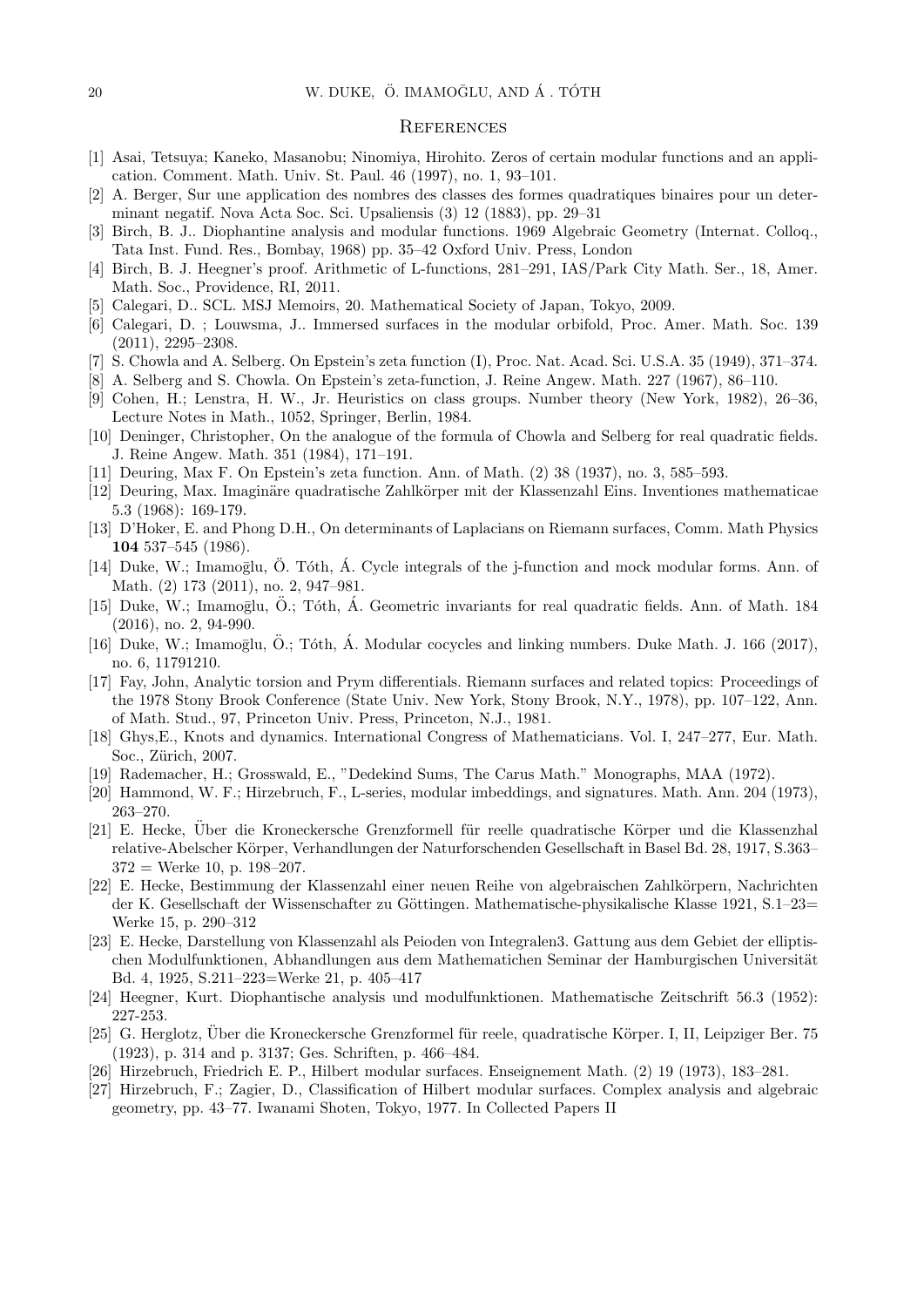## References

[1] Asai, Tetsuya; Kaneko, Masanobu; Ninomiya, Hirohito. Zeros of certain modular functions and an application. Comment. Math. Univ. St. Paul. 46 (1997), no. 1, 93–101.

[2] A. Berger, Sur une application des nombres des classes des formes quadratiques binaires pour un determinant negatif. Nova Acta Soc. Sci. Upsaliensis (3) 12 (1883), pp. 29–31

[3] Birch, B. J.. Diophantine analysis and modular functions. 1969 Algebraic Geometry (Internat. Colloq., Tata Inst. Fund. Res., Bombay, 1968) pp. 35–42 Oxford Univ. Press, London

[4] Birch, B. J. Heegner's proof. Arithmetic of L-functions, 281–291, IAS/Park City Math. Ser., 18, Amer. Math. Soc., Providence, RI, 2011.

[5] Calegari, D.. SCL. MSJ Memoirs, 20. Mathematical Society of Japan, Tokyo, 2009.

[6] Calegari, D. ; Louwsma, J.. Immersed surfaces in the modular orbifold, Proc. Amer. Math. Soc. 139 (2011), 2295–2308.

[7] S. Chowla and A. Selberg. On Epstein's zeta function (I), Proc. Nat. Acad. Sci. U.S.A. 35 (1949), 371–374.

[8] A. Selberg and S. Chowla. On Epstein's zeta-function, J. Reine Angew. Math. 227 (1967), 86–110.

[9] Cohen, H.; Lenstra, H. W., Jr. Heuristics on class groups. Number theory (New York, 1982), 26–36, Lecture Notes in Math., 1052, Springer, Berlin, 1984.

[10] Deninger, Christopher, On the analogue of the formula of Chowla and Selberg for real quadratic fields. J. Reine Angew. Math. 351 (1984), 171–191.

[11] Deuring, Max F. On Epstein's zeta function. Ann. of Math. (2) 38 (1937), no. 3, 585–593.

[12] Deuring, Max. Imaginäre quadratische Zahlkörper mit der Klassenzahl Eins. Inventiones mathematicae 5.3 (1968): 169-179.

[13] D'Hoker, E. and Phong D.H., On determinants of Laplacians on Riemann surfaces, Comm. Math Physics **104** 537–545 (1986).

[14] Duke, W.; Imamoḡlu, Ö. Tóth, Á. Cycle integrals of the j-function and mock modular forms. Ann. of Math. (2) 173 (2011), no. 2, 947–981.

[15] Duke, W.; Imamoḡlu, Ö.; Tóth, Á. Geometric invariants for real quadratic fields. Ann. of Math. 184 (2016), no. 2, 94-990.

[16] Duke, W.; Imamoḡlu, Ö.; Tóth, Á. Modular cocycles and linking numbers. Duke Math. J. 166 (2017), no. 6, 11791210.

[17] Fay, John, Analytic torsion and Prym differentials. Riemann surfaces and related topics: Proceedings of the 1978 Stony Brook Conference (State Univ. New York, Stony Brook, N.Y., 1978), pp. 107–122, Ann. of Math. Stud., 97, Princeton Univ. Press, Princeton, N.J., 1981.

[18] Ghys,E., Knots and dynamics. International Congress of Mathematicians. Vol. I, 247–277, Eur. Math. Soc., Zürich, 2007.

[19] Rademacher, H.; Grosswald, E., "Dedekind Sums, The Carus Math." Monographs, MAA (1972).

[20] Hammond, W. F.; Hirzebruch, F., L-series, modular imbeddings, and signatures. Math. Ann. 204 (1973), 263–270.

[21] E. Hecke, Über die Kroneckersche Grenzformell für reelle quadratische Körper und die Klassenzhal relative-Abelscher Körper, Verhandlungen der Naturforschenden Gesellschaft in Basel Bd. 28, 1917, S.363–372 = Werke 10, p. 198–207.

[22] E. Hecke, Bestimmung der Klassenzahl einer neuen Reihe von algebraischen Zahlkörpern, Nachrichten der K. Gesellschaft der Wissenschafter zu Göttingen. Mathematische-physikalische Klasse 1921, S.1–23= Werke 15, p. 290–312

[23] E. Hecke, Darstellung von Klassenzahl als Peioden von Integralen3. Gattung aus dem Gebiet der elliptischen Modulfunktionen, Abhandlungen aus dem Mathematichen Seminar der Hamburgischen Universität Bd. 4, 1925, S.211–223=Werke 21, p. 405–417

[24] Heegner, Kurt. Diophantische analysis und modulfunktionen. Mathematische Zeitschrift 56.3 (1952): 227-253.

[25] G. Herglotz, Über die Kroneckersche Grenzformel für reele, quadratische Körper. I, II, Leipziger Ber. 75 (1923), p. 314 and p. 3137; Ges. Schriften, p. 466–484.

[26] Hirzebruch, Friedrich E. P., Hilbert modular surfaces. Enseignement Math. (2) 19 (1973), 183–281.

[27] Hirzebruch, F.; Zagier, D., Classification of Hilbert modular surfaces. Complex analysis and algebraic geometry, pp. 43–77. Iwanami Shoten, Tokyo, 1977. In Collected Papers II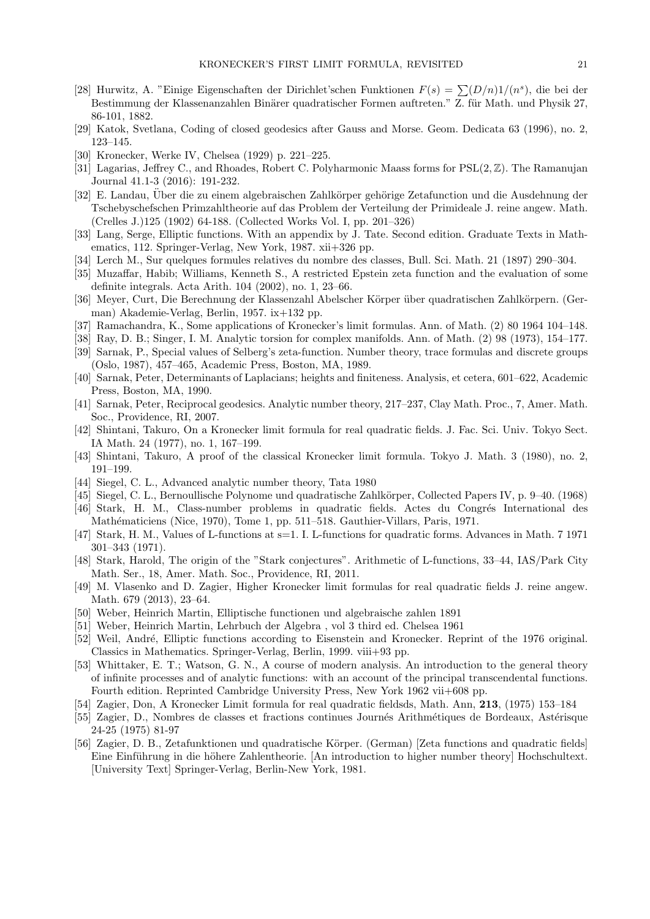[28] Hurwitz, A. "Einige Eigenschaften der Dirichlet'schen Funktionen $F(s) = \sum(D/n)1/(n^s)$, die bei der Bestimmung der Klassenanzahlen Binärer quadratischer Formen auftreten." Z. für Math. und Physik 27, 86-101, 1882.

[29] Katok, Svetlana, Coding of closed geodesics after Gauss and Morse. Geom. Dedicata 63 (1996), no. 2, 123–145.

[30] Kronecker, Werke IV, Chelsea (1929) p. 221–225.

[31] Lagarias, Jeffrey C., and Rhoades, Robert C. Polyharmonic Maass forms for $\mathrm{PSL}(2,\mathbb{Z})$. The Ramanujan Journal 41.1-3 (2016): 191-232.

[32] E. Landau, Über die zu einem algebraischen Zahlkörper gehörige Zetafunction und die Ausdehnung der Tschebyschefschen Primzahltheorie auf das Problem der Verteilung der Primideale J. reine angew. Math. (Crelles J.)125 (1902) 64-188. (Collected Works Vol. I, pp. 201–326)

[33] Lang, Serge, Elliptic functions. With an appendix by J. Tate. Second edition. Graduate Texts in Mathematics, 112. Springer-Verlag, New York, 1987. xii+326 pp.

[34] Lerch M., Sur quelques formules relatives du nombre des classes, Bull. Sci. Math. 21 (1897) 290–304.

[35] Muzaffar, Habib; Williams, Kenneth S., A restricted Epstein zeta function and the evaluation of some definite integrals. Acta Arith. 104 (2002), no. 1, 23–66.

[36] Meyer, Curt, Die Berechnung der Klassenzahl Abelscher Körper über quadratischen Zahlkörpern. (German) Akademie-Verlag, Berlin, 1957. ix+132 pp.

[37] Ramachandra, K., Some applications of Kronecker's limit formulas. Ann. of Math. (2) 80 1964 104–148.

[38] Ray, D. B.; Singer, I. M. Analytic torsion for complex manifolds. Ann. of Math. (2) 98 (1973), 154–177.

[39] Sarnak, P., Special values of Selberg's zeta-function. Number theory, trace formulas and discrete groups (Oslo, 1987), 457–465, Academic Press, Boston, MA, 1989.

[40] Sarnak, Peter, Determinants of Laplacians; heights and finiteness. Analysis, et cetera, 601–622, Academic Press, Boston, MA, 1990.

[41] Sarnak, Peter, Reciprocal geodesics. Analytic number theory, 217–237, Clay Math. Proc., 7, Amer. Math. Soc., Providence, RI, 2007.

[42] Shintani, Takuro, On a Kronecker limit formula for real quadratic fields. J. Fac. Sci. Univ. Tokyo Sect. IA Math. 24 (1977), no. 1, 167–199.

[43] Shintani, Takuro, A proof of the classical Kronecker limit formula. Tokyo J. Math. 3 (1980), no. 2, 191–199.

[44] Siegel, C. L., Advanced analytic number theory, Tata 1980

[45] Siegel, C. L., Bernoullische Polynome und quadratische Zahlkörper, Collected Papers IV, p. 9–40. (1968)

[46] Stark, H. M., Class-number problems in quadratic fields. Actes du Congrés International des Mathématiciens (Nice, 1970), Tome 1, pp. 511–518. Gauthier-Villars, Paris, 1971.

[47] Stark, H. M., Values of L-functions at s=1. I. L-functions for quadratic forms. Advances in Math. 7 1971 301–343 (1971).

[48] Stark, Harold, The origin of the "Stark conjectures". Arithmetic of L-functions, 33–44, IAS/Park City Math. Ser., 18, Amer. Math. Soc., Providence, RI, 2011.

[49] M. Vlasenko and D. Zagier, Higher Kronecker limit formulas for real quadratic fields J. reine angew. Math. 679 (2013), 23–64.

[50] Weber, Heinrich Martin, Elliptische functionen und algebraische zahlen 1891

[51] Weber, Heinrich Martin, Lehrbuch der Algebra , vol 3 third ed. Chelsea 1961

[52] Weil, André, Elliptic functions according to Eisenstein and Kronecker. Reprint of the 1976 original. Classics in Mathematics. Springer-Verlag, Berlin, 1999. viii+93 pp.

[53] Whittaker, E. T.; Watson, G. N., A course of modern analysis. An introduction to the general theory of infinite processes and of analytic functions: with an account of the principal transcendental functions. Fourth edition. Reprinted Cambridge University Press, New York 1962 vii+608 pp.

[54] Zagier, Don, A Kronecker Limit formula for real quadratic fieldsds, Math. Ann, **213**, (1975) 153–184

[55] Zagier, D., Nombres de classes et fractions continues Journés Arithmétiques de Bordeaux, Astérisque 24-25 (1975) 81-97

[56] Zagier, D. B., Zetafunktionen und quadratische Körper. (German) [Zeta functions and quadratic fields] Eine Einführung in die höhere Zahlentheorie. [An introduction to higher number theory] Hochschultext. [University Text] Springer-Verlag, Berlin-New York, 1981.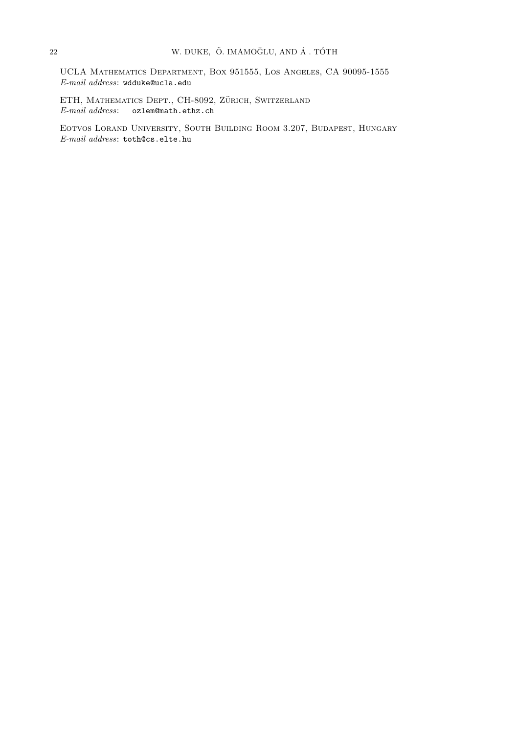UCLA Mathematics Department, Box 951555, Los Angeles, CA 90095-1555
*E-mail address*: wdduke@ucla.edu

ETH, Mathematics Dept., CH-8092, Zürich, Switzerland
*E-mail address*: ozlem@math.ethz.ch

Eotvos Lorand University, South Building Room 3.207, Budapest, Hungary
*E-mail address*: toth@cs.elte.hu